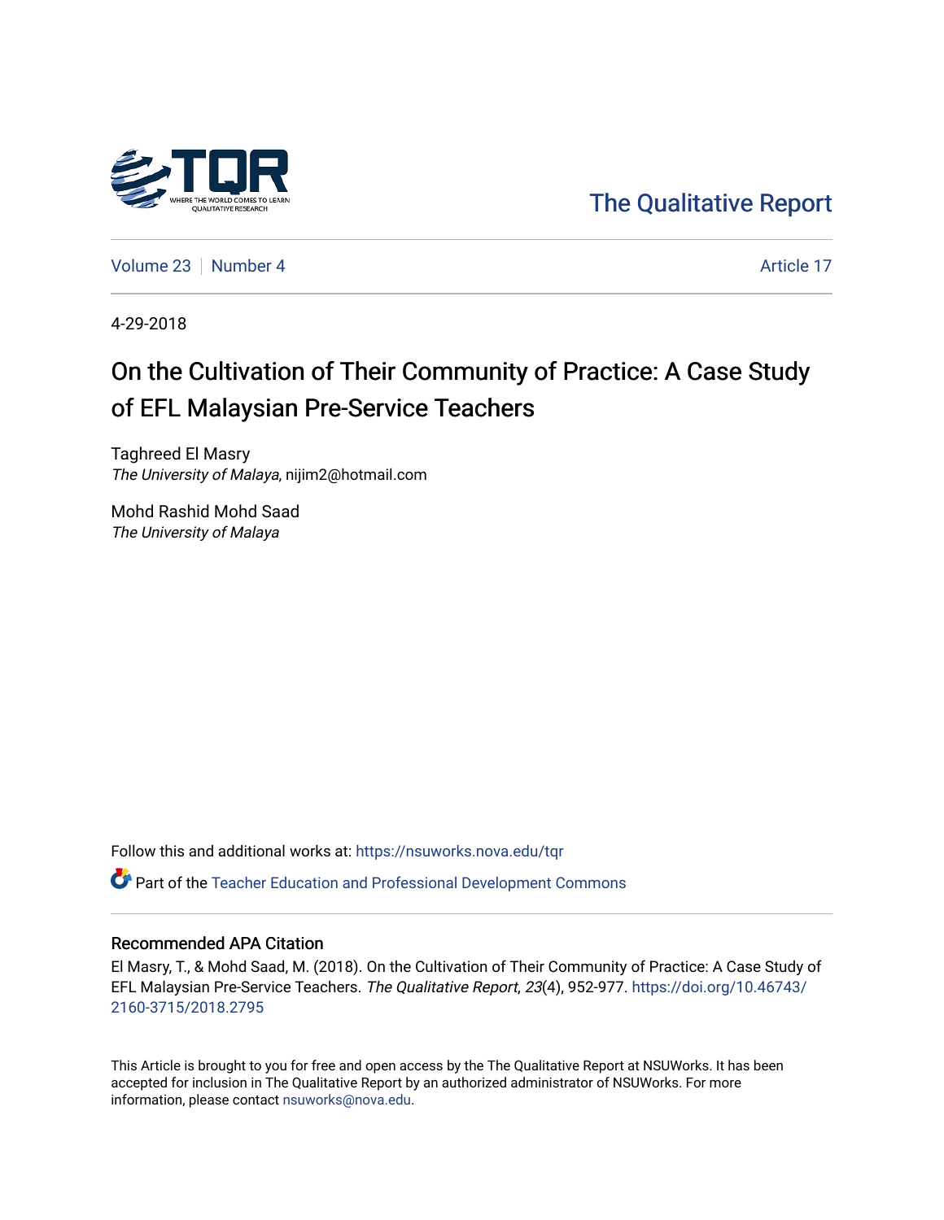The Qualitative Report

Volume 23 | Number 4 | Article 17

4-29-2018

# On the Cultivation of Their Community of Practice: A Case Study of EFL Malaysian Pre-Service Teachers

Taghreed El Masry
*The University of Malaya*, nijim2@hotmail.com

Mohd Rashid Mohd Saad
*The University of Malaya*

Follow this and additional works at: https://nsuworks.nova.edu/tqr

Part of the Teacher Education and Professional Development Commons

## Recommended APA Citation

El Masry, T., & Mohd Saad, M. (2018). On the Cultivation of Their Community of Practice: A Case Study of EFL Malaysian Pre-Service Teachers. *The Qualitative Report*, *23*(4), 952-977. https://doi.org/10.46743/2160-3715/2018.2795

This Article is brought to you for free and open access by the The Qualitative Report at NSUWorks. It has been accepted for inclusion in The Qualitative Report by an authorized administrator of NSUWorks. For more information, please contact nsuworks@nova.edu.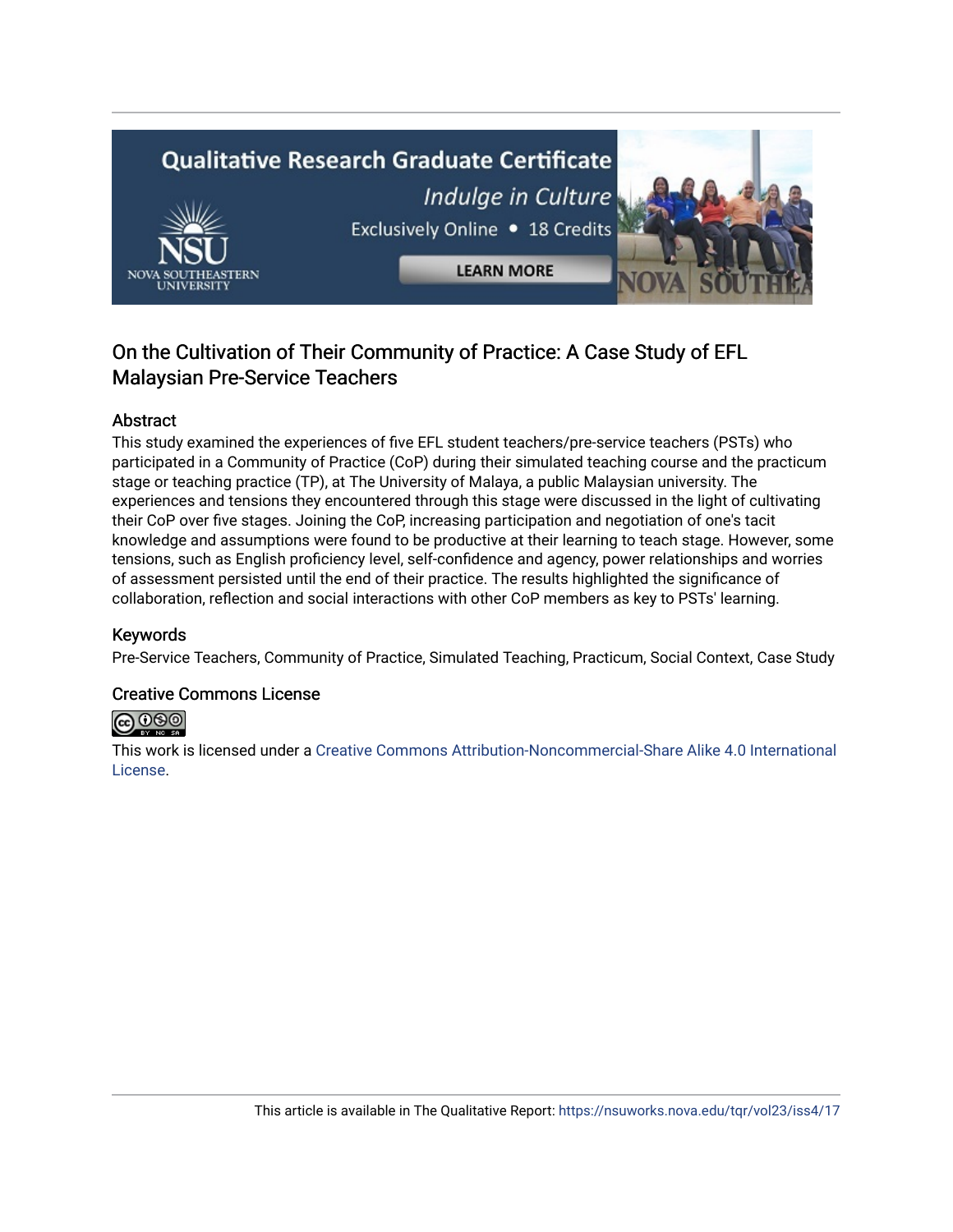# On the Cultivation of Their Community of Practice: A Case Study of EFL Malaysian Pre-Service Teachers

## Abstract

This study examined the experiences of five EFL student teachers/pre-service teachers (PSTs) who participated in a Community of Practice (CoP) during their simulated teaching course and the practicum stage or teaching practice (TP), at The University of Malaya, a public Malaysian university. The experiences and tensions they encountered through this stage were discussed in the light of cultivating their CoP over five stages. Joining the CoP, increasing participation and negotiation of one's tacit knowledge and assumptions were found to be productive at their learning to teach stage. However, some tensions, such as English proficiency level, self-confidence and agency, power relationships and worries of assessment persisted until the end of their practice. The results highlighted the significance of collaboration, reflection and social interactions with other CoP members as key to PSTs' learning.

## Keywords

Pre-Service Teachers, Community of Practice, Simulated Teaching, Practicum, Social Context, Case Study

## Creative Commons License

This work is licensed under a Creative Commons Attribution-Noncommercial-Share Alike 4.0 International License.

This article is available in The Qualitative Report: https://nsuworks.nova.edu/tqr/vol23/iss4/17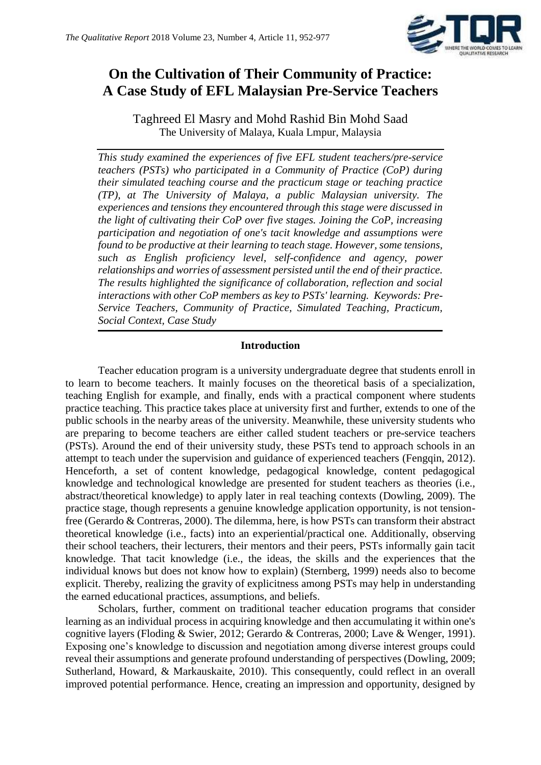# On the Cultivation of Their Community of Practice: A Case Study of EFL Malaysian Pre-Service Teachers

Taghreed El Masry and Mohd Rashid Bin Mohd Saad
The University of Malaya, Kuala Lmpur, Malaysia

*This study examined the experiences of five EFL student teachers/pre-service teachers (PSTs) who participated in a Community of Practice (CoP) during their simulated teaching course and the practicum stage or teaching practice (TP), at The University of Malaya, a public Malaysian university. The experiences and tensions they encountered through this stage were discussed in the light of cultivating their CoP over five stages. Joining the CoP, increasing participation and negotiation of one's tacit knowledge and assumptions were found to be productive at their learning to teach stage. However, some tensions, such as English proficiency level, self-confidence and agency, power relationships and worries of assessment persisted until the end of their practice. The results highlighted the significance of collaboration, reflection and social interactions with other CoP members as key to PSTs' learning. Keywords: Pre-Service Teachers, Community of Practice, Simulated Teaching, Practicum, Social Context, Case Study*

## Introduction

Teacher education program is a university undergraduate degree that students enroll in to learn to become teachers. It mainly focuses on the theoretical basis of a specialization, teaching English for example, and finally, ends with a practical component where students practice teaching. This practice takes place at university first and further, extends to one of the public schools in the nearby areas of the university. Meanwhile, these university students who are preparing to become teachers are either called student teachers or pre-service teachers (PSTs). Around the end of their university study, these PSTs tend to approach schools in an attempt to teach under the supervision and guidance of experienced teachers (Fengqin, 2012). Henceforth, a set of content knowledge, pedagogical knowledge, content pedagogical knowledge and technological knowledge are presented for student teachers as theories (i.e., abstract/theoretical knowledge) to apply later in real teaching contexts (Dowling, 2009). The practice stage, though represents a genuine knowledge application opportunity, is not tension-free (Gerardo & Contreras, 2000). The dilemma, here, is how PSTs can transform their abstract theoretical knowledge (i.e., facts) into an experiential/practical one. Additionally, observing their school teachers, their lecturers, their mentors and their peers, PSTs informally gain tacit knowledge. That tacit knowledge (i.e., the ideas, the skills and the experiences that the individual knows but does not know how to explain) (Sternberg, 1999) needs also to become explicit. Thereby, realizing the gravity of explicitness among PSTs may help in understanding the earned educational practices, assumptions, and beliefs.

Scholars, further, comment on traditional teacher education programs that consider learning as an individual process in acquiring knowledge and then accumulating it within one's cognitive layers (Floding & Swier, 2012; Gerardo & Contreras, 2000; Lave & Wenger, 1991). Exposing one's knowledge to discussion and negotiation among diverse interest groups could reveal their assumptions and generate profound understanding of perspectives (Dowling, 2009; Sutherland, Howard, & Markauskaite, 2010). This consequently, could reflect in an overall improved potential performance. Hence, creating an impression and opportunity, designed by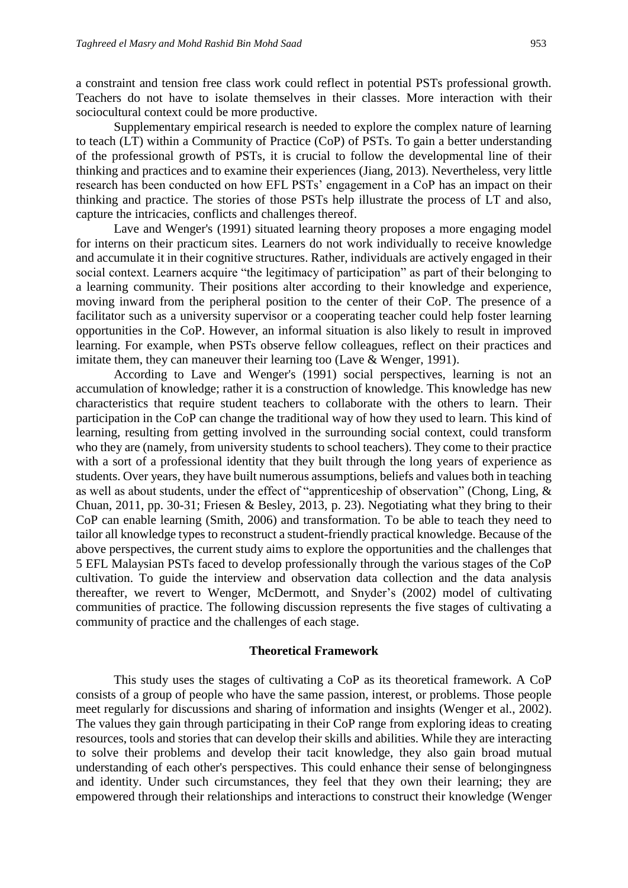a constraint and tension free class work could reflect in potential PSTs professional growth. Teachers do not have to isolate themselves in their classes. More interaction with their sociocultural context could be more productive.

Supplementary empirical research is needed to explore the complex nature of learning to teach (LT) within a Community of Practice (CoP) of PSTs. To gain a better understanding of the professional growth of PSTs, it is crucial to follow the developmental line of their thinking and practices and to examine their experiences (Jiang, 2013). Nevertheless, very little research has been conducted on how EFL PSTs' engagement in a CoP has an impact on their thinking and practice. The stories of those PSTs help illustrate the process of LT and also, capture the intricacies, conflicts and challenges thereof.

Lave and Wenger's (1991) situated learning theory proposes a more engaging model for interns on their practicum sites. Learners do not work individually to receive knowledge and accumulate it in their cognitive structures. Rather, individuals are actively engaged in their social context. Learners acquire "the legitimacy of participation" as part of their belonging to a learning community. Their positions alter according to their knowledge and experience, moving inward from the peripheral position to the center of their CoP. The presence of a facilitator such as a university supervisor or a cooperating teacher could help foster learning opportunities in the CoP. However, an informal situation is also likely to result in improved learning. For example, when PSTs observe fellow colleagues, reflect on their practices and imitate them, they can maneuver their learning too (Lave & Wenger, 1991).

According to Lave and Wenger's (1991) social perspectives, learning is not an accumulation of knowledge; rather it is a construction of knowledge. This knowledge has new characteristics that require student teachers to collaborate with the others to learn. Their participation in the CoP can change the traditional way of how they used to learn. This kind of learning, resulting from getting involved in the surrounding social context, could transform who they are (namely, from university students to school teachers). They come to their practice with a sort of a professional identity that they built through the long years of experience as students. Over years, they have built numerous assumptions, beliefs and values both in teaching as well as about students, under the effect of "apprenticeship of observation" (Chong, Ling, & Chuan, 2011, pp. 30-31; Friesen & Besley, 2013, p. 23). Negotiating what they bring to their CoP can enable learning (Smith, 2006) and transformation. To be able to teach they need to tailor all knowledge types to reconstruct a student-friendly practical knowledge. Because of the above perspectives, the current study aims to explore the opportunities and the challenges that 5 EFL Malaysian PSTs faced to develop professionally through the various stages of the CoP cultivation. To guide the interview and observation data collection and the data analysis thereafter, we revert to Wenger, McDermott, and Snyder's (2002) model of cultivating communities of practice. The following discussion represents the five stages of cultivating a community of practice and the challenges of each stage.

## Theoretical Framework

This study uses the stages of cultivating a CoP as its theoretical framework. A CoP consists of a group of people who have the same passion, interest, or problems. Those people meet regularly for discussions and sharing of information and insights (Wenger et al., 2002). The values they gain through participating in their CoP range from exploring ideas to creating resources, tools and stories that can develop their skills and abilities. While they are interacting to solve their problems and develop their tacit knowledge, they also gain broad mutual understanding of each other's perspectives. This could enhance their sense of belongingness and identity. Under such circumstances, they feel that they own their learning; they are empowered through their relationships and interactions to construct their knowledge (Wenger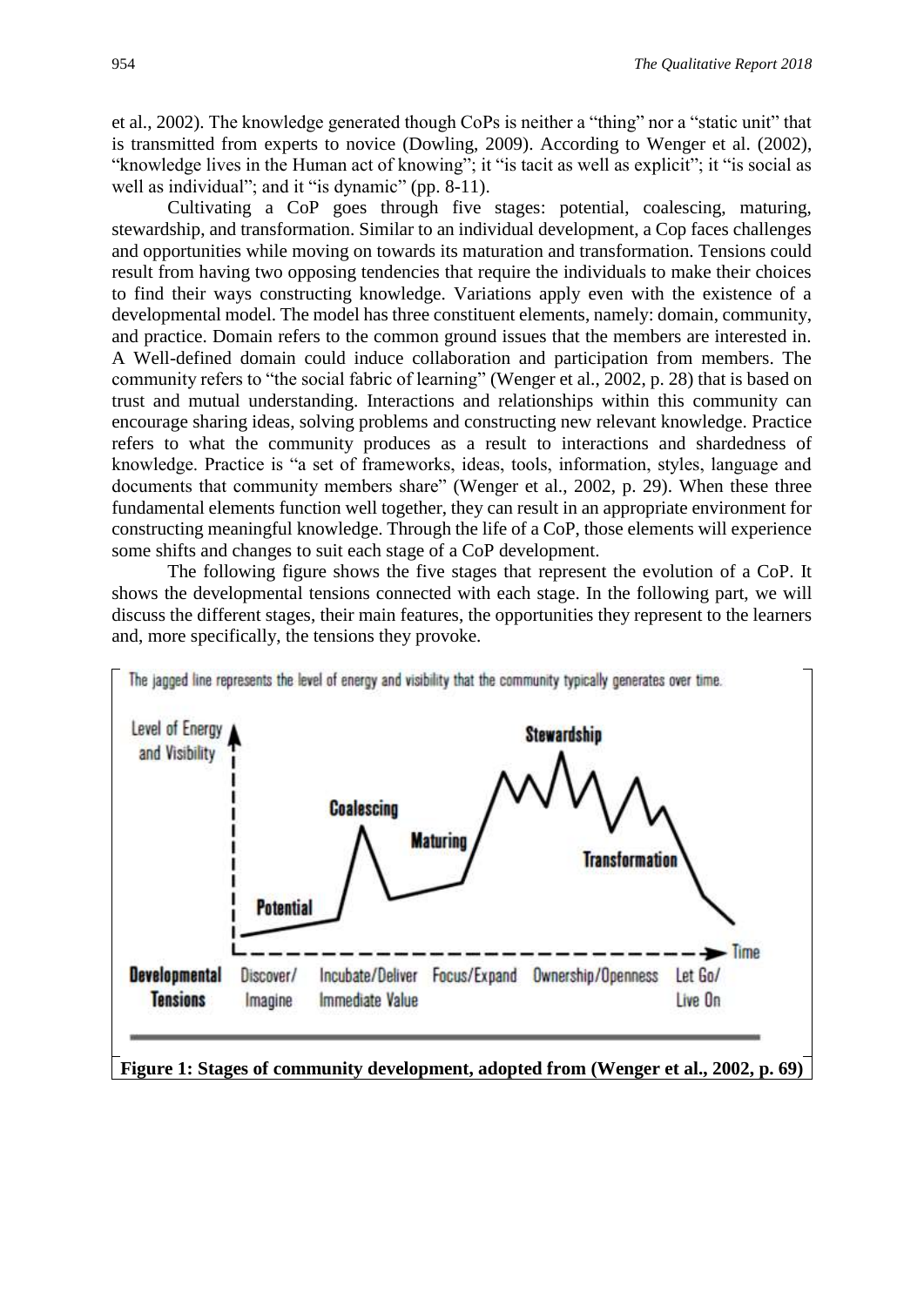et al., 2002). The knowledge generated though CoPs is neither a "thing" nor a "static unit" that is transmitted from experts to novice (Dowling, 2009). According to Wenger et al. (2002), "knowledge lives in the Human act of knowing"; it "is tacit as well as explicit"; it "is social as well as individual"; and it "is dynamic" (pp. 8-11).

Cultivating a CoP goes through five stages: potential, coalescing, maturing, stewardship, and transformation. Similar to an individual development, a Cop faces challenges and opportunities while moving on towards its maturation and transformation. Tensions could result from having two opposing tendencies that require the individuals to make their choices to find their ways constructing knowledge. Variations apply even with the existence of a developmental model. The model has three constituent elements, namely: domain, community, and practice. Domain refers to the common ground issues that the members are interested in. A Well-defined domain could induce collaboration and participation from members. The community refers to "the social fabric of learning" (Wenger et al., 2002, p. 28) that is based on trust and mutual understanding. Interactions and relationships within this community can encourage sharing ideas, solving problems and constructing new relevant knowledge. Practice refers to what the community produces as a result to interactions and shardedness of knowledge. Practice is "a set of frameworks, ideas, tools, information, styles, language and documents that community members share" (Wenger et al., 2002, p. 29). When these three fundamental elements function well together, they can result in an appropriate environment for constructing meaningful knowledge. Through the life of a CoP, those elements will experience some shifts and changes to suit each stage of a CoP development.

The following figure shows the five stages that represent the evolution of a CoP. It shows the developmental tensions connected with each stage. In the following part, we will discuss the different stages, their main features, the opportunities they represent to the learners and, more specifically, the tensions they provoke.

The jagged line represents the level of energy and visibility that the community typically generates over time.

Level of Energy and Visibility

Potential — Coalescing — Maturing — Stewardship — Transformation

Time

| Developmental Tensions | Discover/ Imagine | Incubate/Deliver Immediate Value | Focus/Expand | Ownership/Openness | Let Go/ Live On |
|---|---|---|---|---|---|

**Figure 1: Stages of community development, adopted from (Wenger et al., 2002, p. 69)**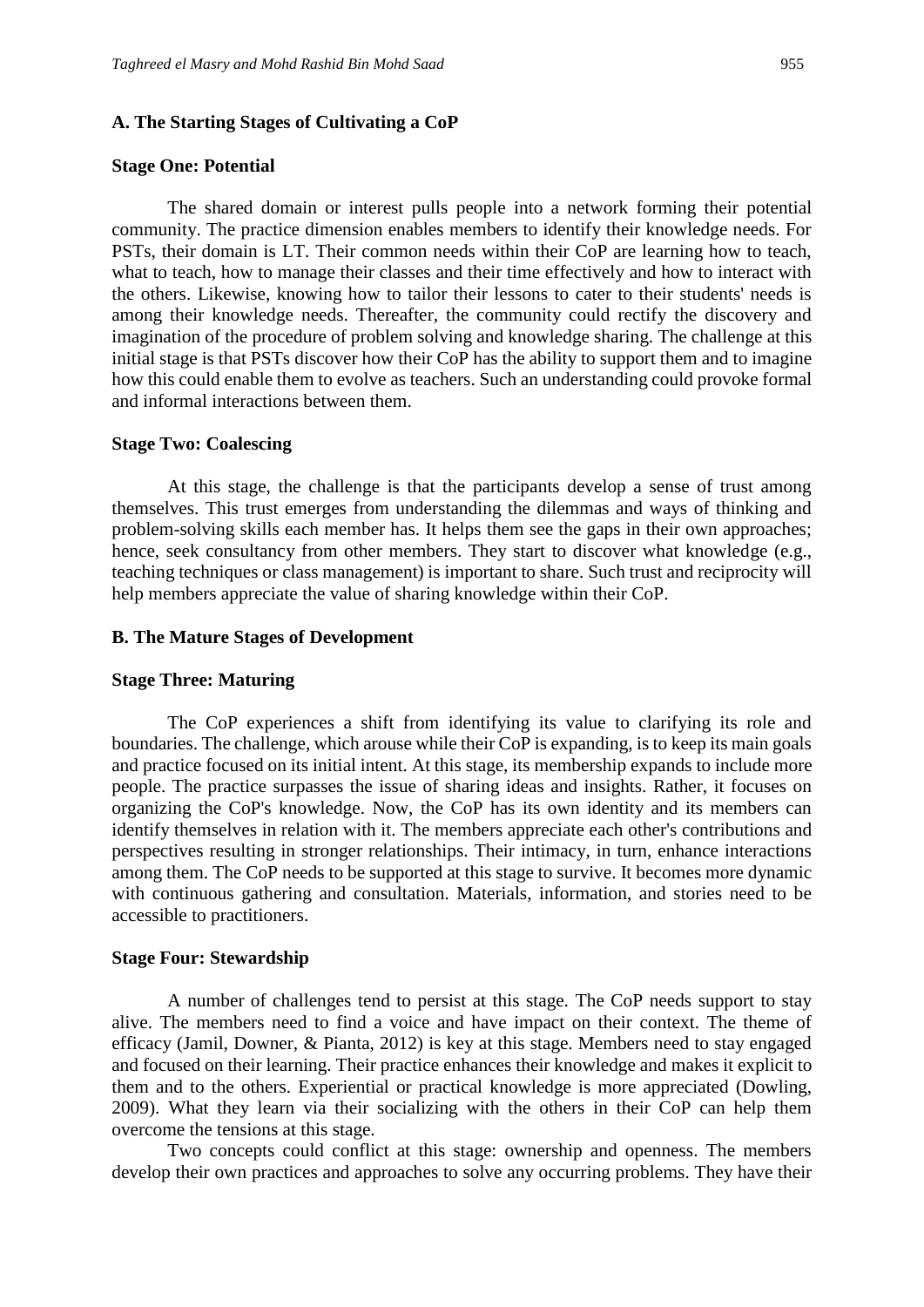### A. The Starting Stages of Cultivating a CoP

#### Stage One: Potential

The shared domain or interest pulls people into a network forming their potential community. The practice dimension enables members to identify their knowledge needs. For PSTs, their domain is LT. Their common needs within their CoP are learning how to teach, what to teach, how to manage their classes and their time effectively and how to interact with the others. Likewise, knowing how to tailor their lessons to cater to their students' needs is among their knowledge needs. Thereafter, the community could rectify the discovery and imagination of the procedure of problem solving and knowledge sharing. The challenge at this initial stage is that PSTs discover how their CoP has the ability to support them and to imagine how this could enable them to evolve as teachers. Such an understanding could provoke formal and informal interactions between them.

#### Stage Two: Coalescing

At this stage, the challenge is that the participants develop a sense of trust among themselves. This trust emerges from understanding the dilemmas and ways of thinking and problem-solving skills each member has. It helps them see the gaps in their own approaches; hence, seek consultancy from other members. They start to discover what knowledge (e.g., teaching techniques or class management) is important to share. Such trust and reciprocity will help members appreciate the value of sharing knowledge within their CoP.

### B. The Mature Stages of Development

#### Stage Three: Maturing

The CoP experiences a shift from identifying its value to clarifying its role and boundaries. The challenge, which arouse while their CoP is expanding, is to keep its main goals and practice focused on its initial intent. At this stage, its membership expands to include more people. The practice surpasses the issue of sharing ideas and insights. Rather, it focuses on organizing the CoP's knowledge. Now, the CoP has its own identity and its members can identify themselves in relation with it. The members appreciate each other's contributions and perspectives resulting in stronger relationships. Their intimacy, in turn, enhance interactions among them. The CoP needs to be supported at this stage to survive. It becomes more dynamic with continuous gathering and consultation. Materials, information, and stories need to be accessible to practitioners.

#### Stage Four: Stewardship

A number of challenges tend to persist at this stage. The CoP needs support to stay alive. The members need to find a voice and have impact on their context. The theme of efficacy (Jamil, Downer, & Pianta, 2012) is key at this stage. Members need to stay engaged and focused on their learning. Their practice enhances their knowledge and makes it explicit to them and to the others. Experiential or practical knowledge is more appreciated (Dowling, 2009). What they learn via their socializing with the others in their CoP can help them overcome the tensions at this stage.

Two concepts could conflict at this stage: ownership and openness. The members develop their own practices and approaches to solve any occurring problems. They have their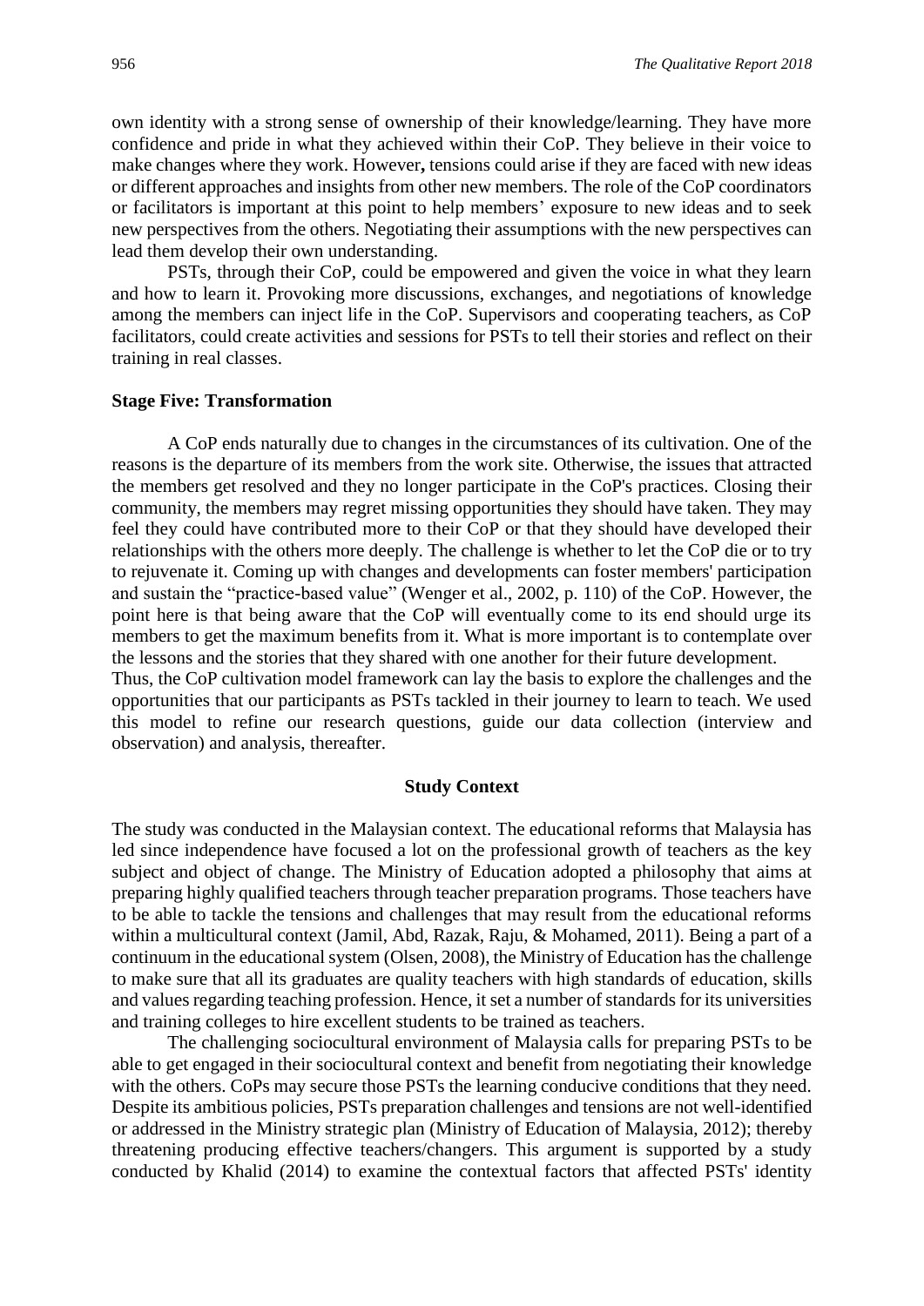own identity with a strong sense of ownership of their knowledge/learning. They have more confidence and pride in what they achieved within their CoP. They believe in their voice to make changes where they work. However**,** tensions could arise if they are faced with new ideas or different approaches and insights from other new members. The role of the CoP coordinators or facilitators is important at this point to help members' exposure to new ideas and to seek new perspectives from the others. Negotiating their assumptions with the new perspectives can lead them develop their own understanding.

PSTs, through their CoP, could be empowered and given the voice in what they learn and how to learn it. Provoking more discussions, exchanges, and negotiations of knowledge among the members can inject life in the CoP. Supervisors and cooperating teachers, as CoP facilitators, could create activities and sessions for PSTs to tell their stories and reflect on their training in real classes.

### Stage Five: Transformation

A CoP ends naturally due to changes in the circumstances of its cultivation. One of the reasons is the departure of its members from the work site. Otherwise, the issues that attracted the members get resolved and they no longer participate in the CoP's practices. Closing their community, the members may regret missing opportunities they should have taken. They may feel they could have contributed more to their CoP or that they should have developed their relationships with the others more deeply. The challenge is whether to let the CoP die or to try to rejuvenate it. Coming up with changes and developments can foster members' participation and sustain the "practice-based value" (Wenger et al., 2002, p. 110) of the CoP. However, the point here is that being aware that the CoP will eventually come to its end should urge its members to get the maximum benefits from it. What is more important is to contemplate over the lessons and the stories that they shared with one another for their future development.

Thus, the CoP cultivation model framework can lay the basis to explore the challenges and the opportunities that our participants as PSTs tackled in their journey to learn to teach. We used this model to refine our research questions, guide our data collection (interview and observation) and analysis, thereafter.

## Study Context

The study was conducted in the Malaysian context. The educational reforms that Malaysia has led since independence have focused a lot on the professional growth of teachers as the key subject and object of change. The Ministry of Education adopted a philosophy that aims at preparing highly qualified teachers through teacher preparation programs. Those teachers have to be able to tackle the tensions and challenges that may result from the educational reforms within a multicultural context (Jamil, Abd, Razak, Raju, & Mohamed, 2011). Being a part of a continuum in the educational system (Olsen, 2008), the Ministry of Education has the challenge to make sure that all its graduates are quality teachers with high standards of education, skills and values regarding teaching profession. Hence, it set a number of standards for its universities and training colleges to hire excellent students to be trained as teachers.

The challenging sociocultural environment of Malaysia calls for preparing PSTs to be able to get engaged in their sociocultural context and benefit from negotiating their knowledge with the others. CoPs may secure those PSTs the learning conducive conditions that they need. Despite its ambitious policies, PSTs preparation challenges and tensions are not well-identified or addressed in the Ministry strategic plan (Ministry of Education of Malaysia, 2012); thereby threatening producing effective teachers/changers. This argument is supported by a study conducted by Khalid (2014) to examine the contextual factors that affected PSTs' identity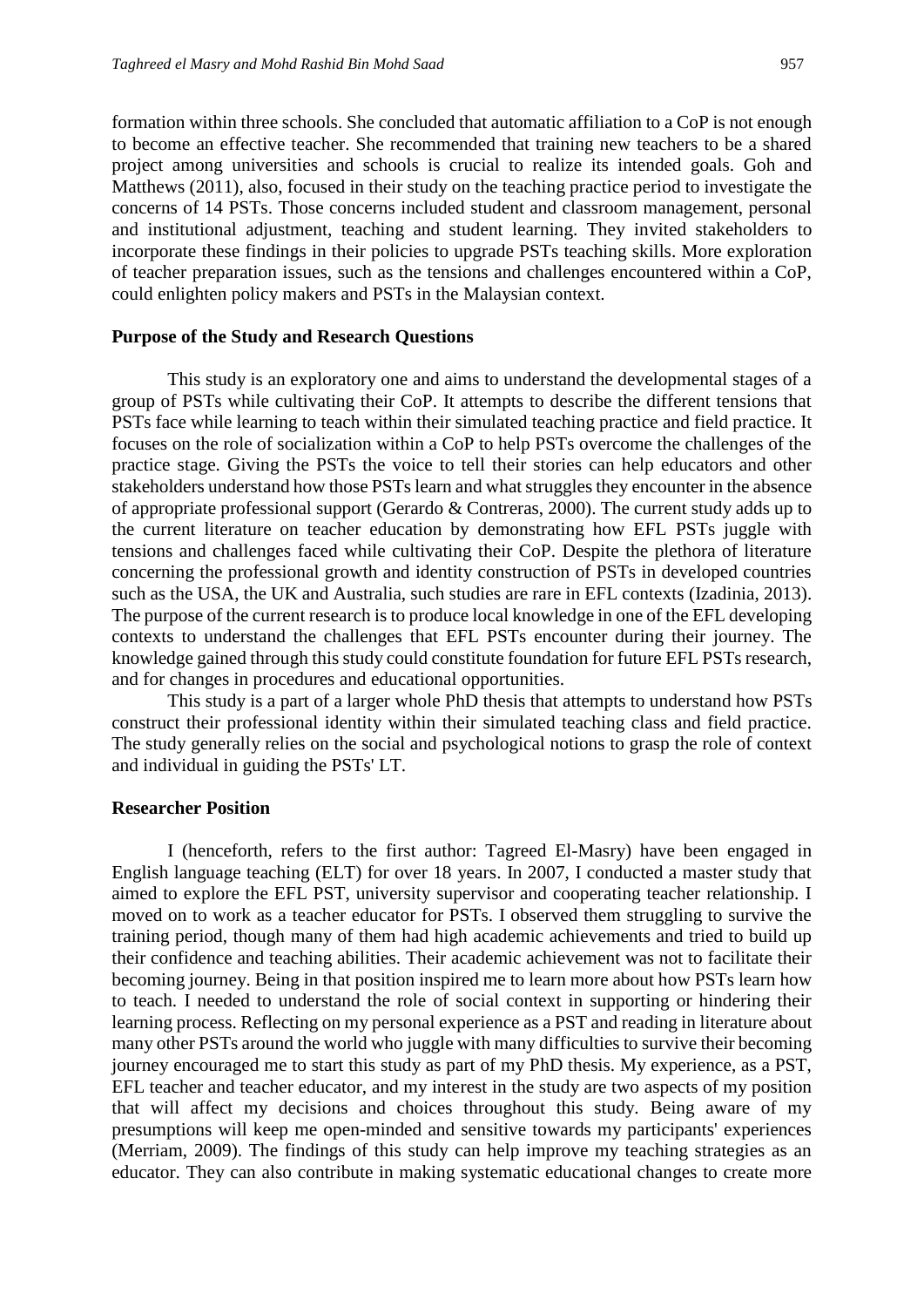formation within three schools. She concluded that automatic affiliation to a CoP is not enough to become an effective teacher. She recommended that training new teachers to be a shared project among universities and schools is crucial to realize its intended goals. Goh and Matthews (2011), also, focused in their study on the teaching practice period to investigate the concerns of 14 PSTs. Those concerns included student and classroom management, personal and institutional adjustment, teaching and student learning. They invited stakeholders to incorporate these findings in their policies to upgrade PSTs teaching skills. More exploration of teacher preparation issues, such as the tensions and challenges encountered within a CoP, could enlighten policy makers and PSTs in the Malaysian context.

**Purpose of the Study and Research Questions**

This study is an exploratory one and aims to understand the developmental stages of a group of PSTs while cultivating their CoP. It attempts to describe the different tensions that PSTs face while learning to teach within their simulated teaching practice and field practice. It focuses on the role of socialization within a CoP to help PSTs overcome the challenges of the practice stage. Giving the PSTs the voice to tell their stories can help educators and other stakeholders understand how those PSTs learn and what struggles they encounter in the absence of appropriate professional support (Gerardo & Contreras, 2000). The current study adds up to the current literature on teacher education by demonstrating how EFL PSTs juggle with tensions and challenges faced while cultivating their CoP. Despite the plethora of literature concerning the professional growth and identity construction of PSTs in developed countries such as the USA, the UK and Australia, such studies are rare in EFL contexts (Izadinia, 2013). The purpose of the current research is to produce local knowledge in one of the EFL developing contexts to understand the challenges that EFL PSTs encounter during their journey. The knowledge gained through this study could constitute foundation for future EFL PSTs research, and for changes in procedures and educational opportunities.

This study is a part of a larger whole PhD thesis that attempts to understand how PSTs construct their professional identity within their simulated teaching class and field practice. The study generally relies on the social and psychological notions to grasp the role of context and individual in guiding the PSTs' LT.

**Researcher Position**

I (henceforth, refers to the first author: Tagreed El-Masry) have been engaged in English language teaching (ELT) for over 18 years. In 2007, I conducted a master study that aimed to explore the EFL PST, university supervisor and cooperating teacher relationship. I moved on to work as a teacher educator for PSTs. I observed them struggling to survive the training period, though many of them had high academic achievements and tried to build up their confidence and teaching abilities. Their academic achievement was not to facilitate their becoming journey. Being in that position inspired me to learn more about how PSTs learn how to teach. I needed to understand the role of social context in supporting or hindering their learning process. Reflecting on my personal experience as a PST and reading in literature about many other PSTs around the world who juggle with many difficulties to survive their becoming journey encouraged me to start this study as part of my PhD thesis. My experience, as a PST, EFL teacher and teacher educator, and my interest in the study are two aspects of my position that will affect my decisions and choices throughout this study. Being aware of my presumptions will keep me open-minded and sensitive towards my participants' experiences (Merriam, 2009). The findings of this study can help improve my teaching strategies as an educator. They can also contribute in making systematic educational changes to create more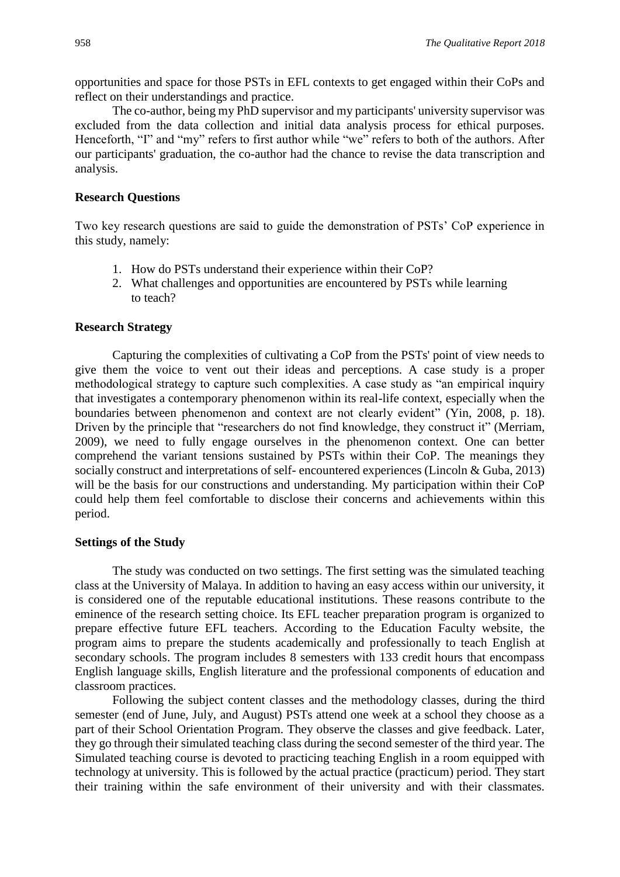opportunities and space for those PSTs in EFL contexts to get engaged within their CoPs and reflect on their understandings and practice.

The co-author, being my PhD supervisor and my participants' university supervisor was excluded from the data collection and initial data analysis process for ethical purposes. Henceforth, "I" and "my" refers to first author while "we" refers to both of the authors. After our participants' graduation, the co-author had the chance to revise the data transcription and analysis.

### Research Questions

Two key research questions are said to guide the demonstration of PSTs' CoP experience in this study, namely:

1. How do PSTs understand their experience within their CoP?
2. What challenges and opportunities are encountered by PSTs while learning to teach?

### Research Strategy

Capturing the complexities of cultivating a CoP from the PSTs' point of view needs to give them the voice to vent out their ideas and perceptions. A case study is a proper methodological strategy to capture such complexities. A case study as "an empirical inquiry that investigates a contemporary phenomenon within its real-life context, especially when the boundaries between phenomenon and context are not clearly evident" (Yin, 2008, p. 18). Driven by the principle that "researchers do not find knowledge, they construct it" (Merriam, 2009), we need to fully engage ourselves in the phenomenon context. One can better comprehend the variant tensions sustained by PSTs within their CoP. The meanings they socially construct and interpretations of self- encountered experiences (Lincoln & Guba, 2013) will be the basis for our constructions and understanding. My participation within their CoP could help them feel comfortable to disclose their concerns and achievements within this period.

### Settings of the Study

The study was conducted on two settings. The first setting was the simulated teaching class at the University of Malaya. In addition to having an easy access within our university, it is considered one of the reputable educational institutions. These reasons contribute to the eminence of the research setting choice. Its EFL teacher preparation program is organized to prepare effective future EFL teachers. According to the Education Faculty website, the program aims to prepare the students academically and professionally to teach English at secondary schools. The program includes 8 semesters with 133 credit hours that encompass English language skills, English literature and the professional components of education and classroom practices.

Following the subject content classes and the methodology classes, during the third semester (end of June, July, and August) PSTs attend one week at a school they choose as a part of their School Orientation Program. They observe the classes and give feedback. Later, they go through their simulated teaching class during the second semester of the third year. The Simulated teaching course is devoted to practicing teaching English in a room equipped with technology at university. This is followed by the actual practice (practicum) period. They start their training within the safe environment of their university and with their classmates.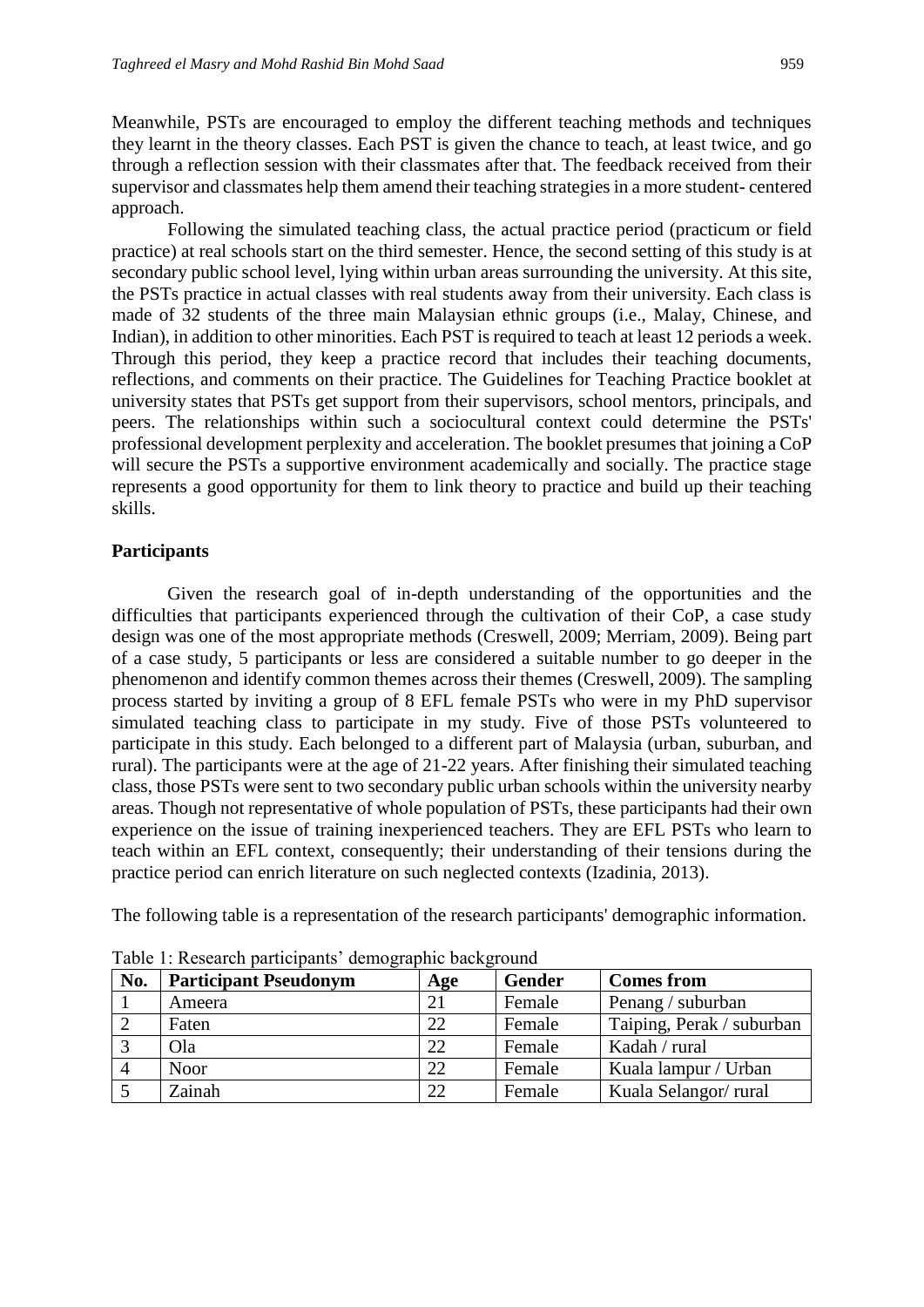Meanwhile, PSTs are encouraged to employ the different teaching methods and techniques they learnt in the theory classes. Each PST is given the chance to teach, at least twice, and go through a reflection session with their classmates after that. The feedback received from their supervisor and classmates help them amend their teaching strategies in a more student- centered approach.

Following the simulated teaching class, the actual practice period (practicum or field practice) at real schools start on the third semester. Hence, the second setting of this study is at secondary public school level, lying within urban areas surrounding the university. At this site, the PSTs practice in actual classes with real students away from their university. Each class is made of 32 students of the three main Malaysian ethnic groups (i.e., Malay, Chinese, and Indian), in addition to other minorities. Each PST is required to teach at least 12 periods a week. Through this period, they keep a practice record that includes their teaching documents, reflections, and comments on their practice. The Guidelines for Teaching Practice booklet at university states that PSTs get support from their supervisors, school mentors, principals, and peers. The relationships within such a sociocultural context could determine the PSTs' professional development perplexity and acceleration. The booklet presumes that joining a CoP will secure the PSTs a supportive environment academically and socially. The practice stage represents a good opportunity for them to link theory to practice and build up their teaching skills.

## Participants

Given the research goal of in-depth understanding of the opportunities and the difficulties that participants experienced through the cultivation of their CoP, a case study design was one of the most appropriate methods (Creswell, 2009; Merriam, 2009). Being part of a case study, 5 participants or less are considered a suitable number to go deeper in the phenomenon and identify common themes across their themes (Creswell, 2009). The sampling process started by inviting a group of 8 EFL female PSTs who were in my PhD supervisor simulated teaching class to participate in my study. Five of those PSTs volunteered to participate in this study. Each belonged to a different part of Malaysia (urban, suburban, and rural). The participants were at the age of 21-22 years. After finishing their simulated teaching class, those PSTs were sent to two secondary public urban schools within the university nearby areas. Though not representative of whole population of PSTs, these participants had their own experience on the issue of training inexperienced teachers. They are EFL PSTs who learn to teach within an EFL context, consequently; their understanding of their tensions during the practice period can enrich literature on such neglected contexts (Izadinia, 2013).

The following table is a representation of the research participants' demographic information.

Table 1: Research participants' demographic background

| No. | Participant Pseudonym | Age | Gender | Comes from |
|---|---|---|---|---|
| 1 | Ameera | 21 | Female | Penang / suburban |
| 2 | Faten | 22 | Female | Taiping, Perak / suburban |
| 3 | Ola | 22 | Female | Kadah / rural |
| 4 | Noor | 22 | Female | Kuala lampur / Urban |
| 5 | Zainah | 22 | Female | Kuala Selangor/ rural |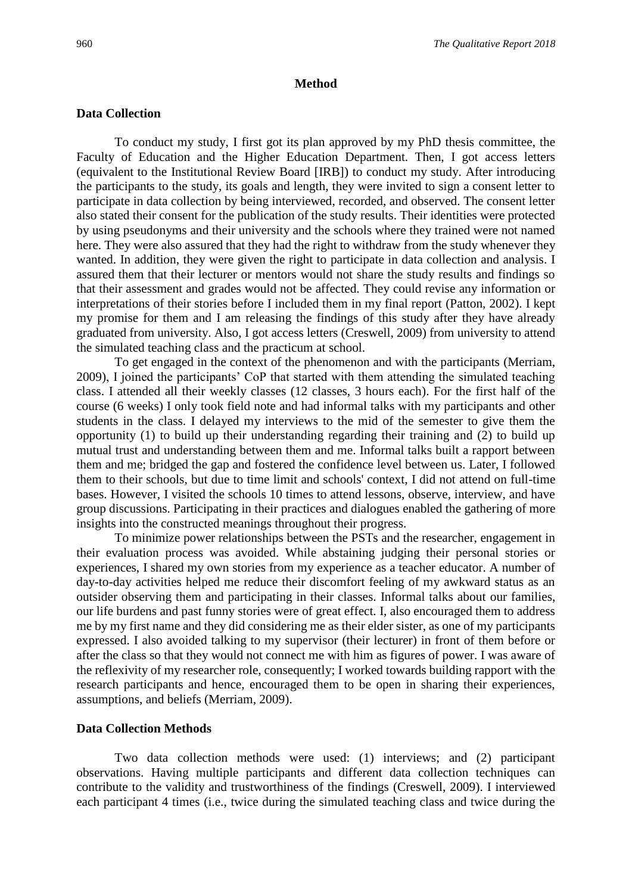## Method

### Data Collection

To conduct my study, I first got its plan approved by my PhD thesis committee, the Faculty of Education and the Higher Education Department. Then, I got access letters (equivalent to the Institutional Review Board [IRB]) to conduct my study. After introducing the participants to the study, its goals and length, they were invited to sign a consent letter to participate in data collection by being interviewed, recorded, and observed. The consent letter also stated their consent for the publication of the study results. Their identities were protected by using pseudonyms and their university and the schools where they trained were not named here. They were also assured that they had the right to withdraw from the study whenever they wanted. In addition, they were given the right to participate in data collection and analysis. I assured them that their lecturer or mentors would not share the study results and findings so that their assessment and grades would not be affected. They could revise any information or interpretations of their stories before I included them in my final report (Patton, 2002). I kept my promise for them and I am releasing the findings of this study after they have already graduated from university. Also, I got access letters (Creswell, 2009) from university to attend the simulated teaching class and the practicum at school.

To get engaged in the context of the phenomenon and with the participants (Merriam, 2009), I joined the participants' CoP that started with them attending the simulated teaching class. I attended all their weekly classes (12 classes, 3 hours each). For the first half of the course (6 weeks) I only took field note and had informal talks with my participants and other students in the class. I delayed my interviews to the mid of the semester to give them the opportunity (1) to build up their understanding regarding their training and (2) to build up mutual trust and understanding between them and me. Informal talks built a rapport between them and me; bridged the gap and fostered the confidence level between us. Later, I followed them to their schools, but due to time limit and schools' context, I did not attend on full-time bases. However, I visited the schools 10 times to attend lessons, observe, interview, and have group discussions. Participating in their practices and dialogues enabled the gathering of more insights into the constructed meanings throughout their progress.

To minimize power relationships between the PSTs and the researcher, engagement in their evaluation process was avoided. While abstaining judging their personal stories or experiences, I shared my own stories from my experience as a teacher educator. A number of day-to-day activities helped me reduce their discomfort feeling of my awkward status as an outsider observing them and participating in their classes. Informal talks about our families, our life burdens and past funny stories were of great effect. I, also encouraged them to address me by my first name and they did considering me as their elder sister, as one of my participants expressed. I also avoided talking to my supervisor (their lecturer) in front of them before or after the class so that they would not connect me with him as figures of power. I was aware of the reflexivity of my researcher role, consequently; I worked towards building rapport with the research participants and hence, encouraged them to be open in sharing their experiences, assumptions, and beliefs (Merriam, 2009).

### Data Collection Methods

Two data collection methods were used: (1) interviews; and (2) participant observations. Having multiple participants and different data collection techniques can contribute to the validity and trustworthiness of the findings (Creswell, 2009). I interviewed each participant 4 times (i.e., twice during the simulated teaching class and twice during the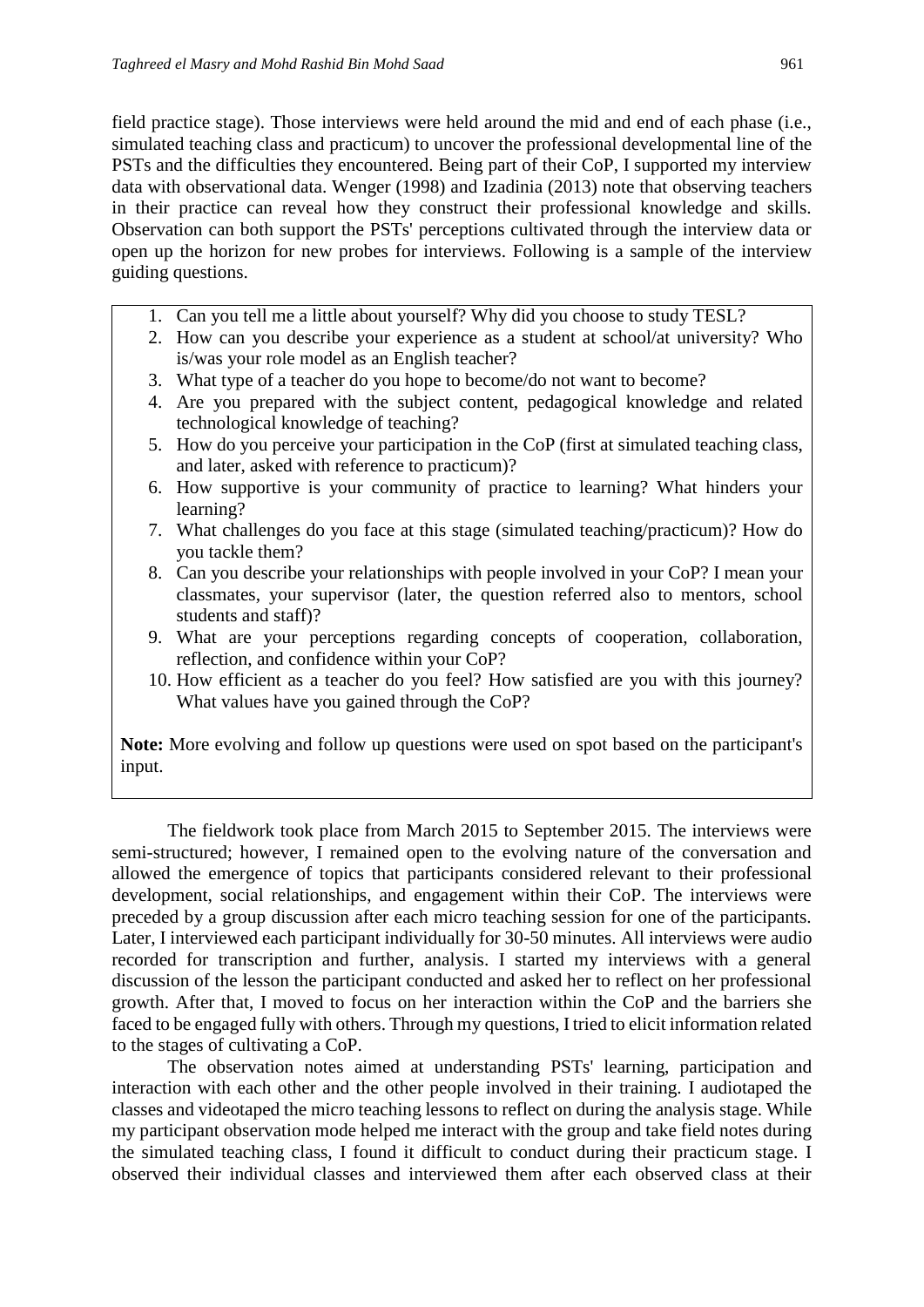field practice stage). Those interviews were held around the mid and end of each phase (i.e., simulated teaching class and practicum) to uncover the professional developmental line of the PSTs and the difficulties they encountered. Being part of their CoP, I supported my interview data with observational data. Wenger (1998) and Izadinia (2013) note that observing teachers in their practice can reveal how they construct their professional knowledge and skills. Observation can both support the PSTs' perceptions cultivated through the interview data or open up the horizon for new probes for interviews. Following is a sample of the interview guiding questions.

1. Can you tell me a little about yourself? Why did you choose to study TESL?
2. How can you describe your experience as a student at school/at university? Who is/was your role model as an English teacher?
3. What type of a teacher do you hope to become/do not want to become?
4. Are you prepared with the subject content, pedagogical knowledge and related technological knowledge of teaching?
5. How do you perceive your participation in the CoP (first at simulated teaching class, and later, asked with reference to practicum)?
6. How supportive is your community of practice to learning? What hinders your learning?
7. What challenges do you face at this stage (simulated teaching/practicum)? How do you tackle them?
8. Can you describe your relationships with people involved in your CoP? I mean your classmates, your supervisor (later, the question referred also to mentors, school students and staff)?
9. What are your perceptions regarding concepts of cooperation, collaboration, reflection, and confidence within your CoP?
10. How efficient as a teacher do you feel? How satisfied are you with this journey? What values have you gained through the CoP?

**Note:** More evolving and follow up questions were used on spot based on the participant's input.

The fieldwork took place from March 2015 to September 2015. The interviews were semi-structured; however, I remained open to the evolving nature of the conversation and allowed the emergence of topics that participants considered relevant to their professional development, social relationships, and engagement within their CoP. The interviews were preceded by a group discussion after each micro teaching session for one of the participants. Later, I interviewed each participant individually for 30-50 minutes. All interviews were audio recorded for transcription and further, analysis. I started my interviews with a general discussion of the lesson the participant conducted and asked her to reflect on her professional growth. After that, I moved to focus on her interaction within the CoP and the barriers she faced to be engaged fully with others. Through my questions, I tried to elicit information related to the stages of cultivating a CoP.

The observation notes aimed at understanding PSTs' learning, participation and interaction with each other and the other people involved in their training. I audiotaped the classes and videotaped the micro teaching lessons to reflect on during the analysis stage. While my participant observation mode helped me interact with the group and take field notes during the simulated teaching class, I found it difficult to conduct during their practicum stage. I observed their individual classes and interviewed them after each observed class at their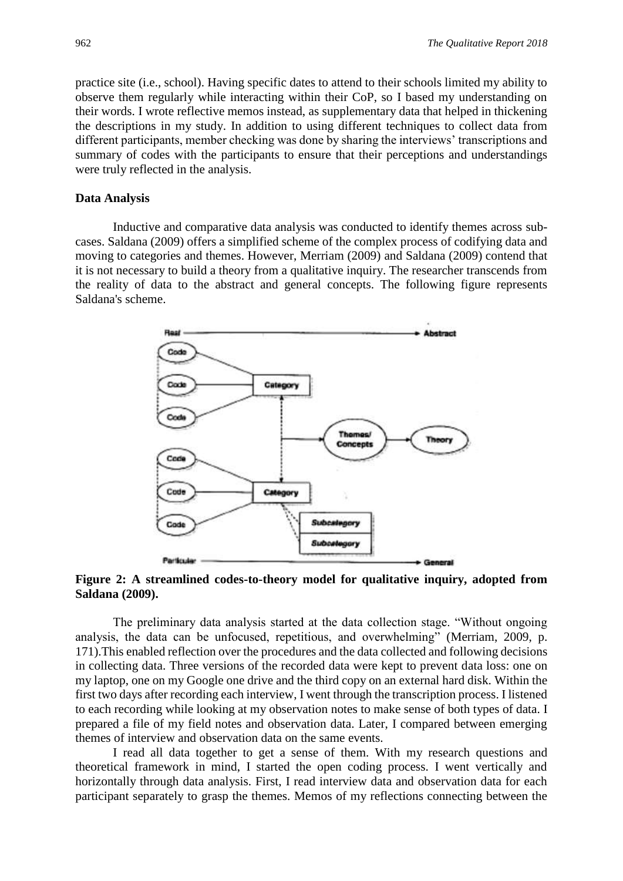practice site (i.e., school). Having specific dates to attend to their schools limited my ability to observe them regularly while interacting within their CoP, so I based my understanding on their words. I wrote reflective memos instead, as supplementary data that helped in thickening the descriptions in my study. In addition to using different techniques to collect data from different participants, member checking was done by sharing the interviews' transcriptions and summary of codes with the participants to ensure that their perceptions and understandings were truly reflected in the analysis.

**Data Analysis**

Inductive and comparative data analysis was conducted to identify themes across sub-cases. Saldana (2009) offers a simplified scheme of the complex process of codifying data and moving to categories and themes. However, Merriam (2009) and Saldana (2009) contend that it is not necessary to build a theory from a qualitative inquiry. The researcher transcends from the reality of data to the abstract and general concepts. The following figure represents Saldana's scheme.

**Figure 2: A streamlined codes-to-theory model for qualitative inquiry, adopted from Saldana (2009).**

The preliminary data analysis started at the data collection stage. "Without ongoing analysis, the data can be unfocused, repetitious, and overwhelming" (Merriam, 2009, p. 171).This enabled reflection over the procedures and the data collected and following decisions in collecting data. Three versions of the recorded data were kept to prevent data loss: one on my laptop, one on my Google one drive and the third copy on an external hard disk. Within the first two days after recording each interview, I went through the transcription process. I listened to each recording while looking at my observation notes to make sense of both types of data. I prepared a file of my field notes and observation data. Later, I compared between emerging themes of interview and observation data on the same events.

I read all data together to get a sense of them. With my research questions and theoretical framework in mind, I started the open coding process. I went vertically and horizontally through data analysis. First, I read interview data and observation data for each participant separately to grasp the themes. Memos of my reflections connecting between the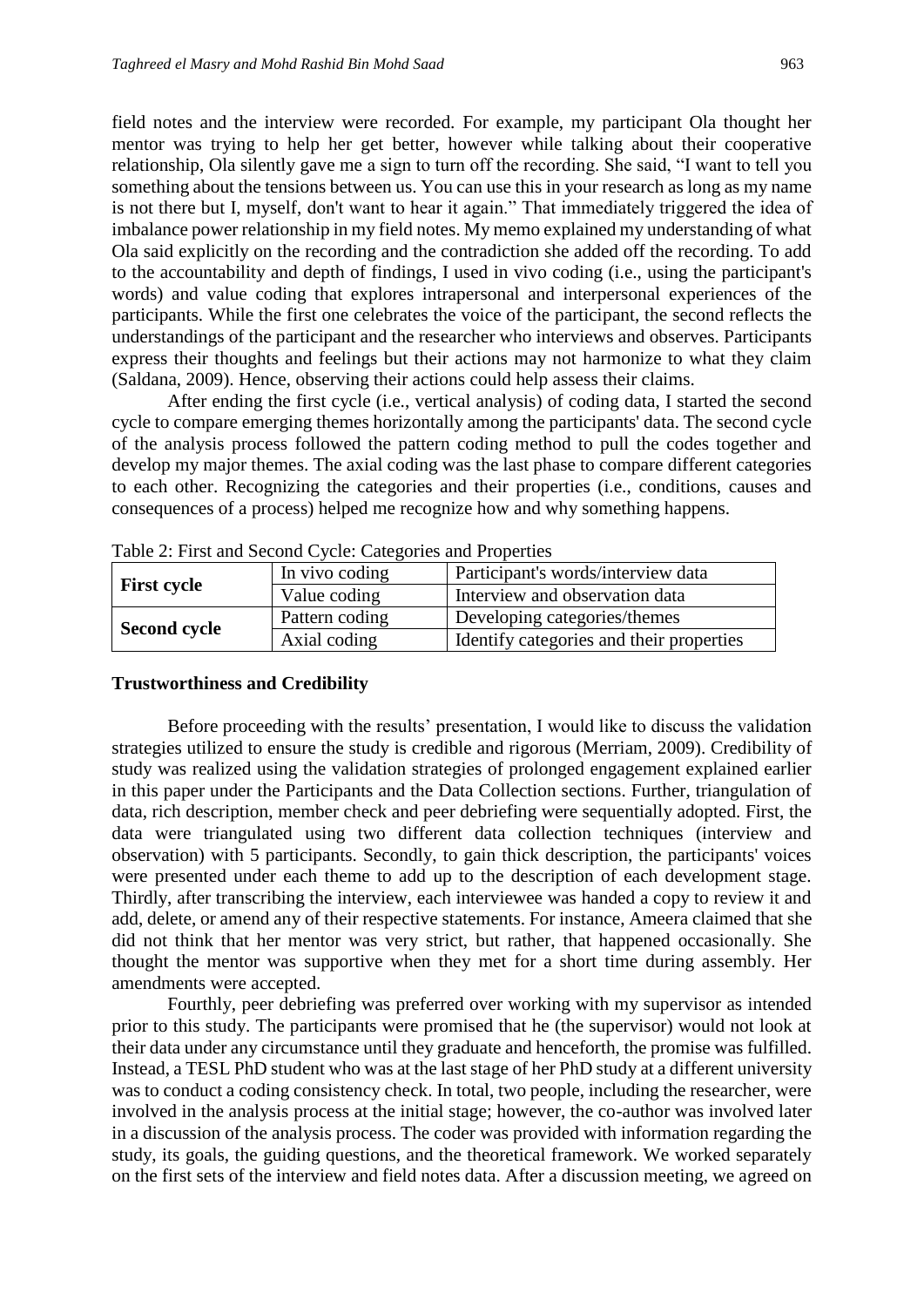field notes and the interview were recorded. For example, my participant Ola thought her mentor was trying to help her get better, however while talking about their cooperative relationship, Ola silently gave me a sign to turn off the recording. She said, "I want to tell you something about the tensions between us. You can use this in your research as long as my name is not there but I, myself, don't want to hear it again." That immediately triggered the idea of imbalance power relationship in my field notes. My memo explained my understanding of what Ola said explicitly on the recording and the contradiction she added off the recording. To add to the accountability and depth of findings, I used in vivo coding (i.e., using the participant's words) and value coding that explores intrapersonal and interpersonal experiences of the participants. While the first one celebrates the voice of the participant, the second reflects the understandings of the participant and the researcher who interviews and observes. Participants express their thoughts and feelings but their actions may not harmonize to what they claim (Saldana, 2009). Hence, observing their actions could help assess their claims.

After ending the first cycle (i.e., vertical analysis) of coding data, I started the second cycle to compare emerging themes horizontally among the participants' data. The second cycle of the analysis process followed the pattern coding method to pull the codes together and develop my major themes. The axial coding was the last phase to compare different categories to each other. Recognizing the categories and their properties (i.e., conditions, causes and consequences of a process) helped me recognize how and why something happens.

Table 2: First and Second Cycle: Categories and Properties

| | | |
|---|---|---|
| **First cycle** | In vivo coding | Participant's words/interview data |
| | Value coding | Interview and observation data |
| **Second cycle** | Pattern coding | Developing categories/themes |
| | Axial coding | Identify categories and their properties |

**Trustworthiness and Credibility**

Before proceeding with the results' presentation, I would like to discuss the validation strategies utilized to ensure the study is credible and rigorous (Merriam, 2009). Credibility of study was realized using the validation strategies of prolonged engagement explained earlier in this paper under the Participants and the Data Collection sections. Further, triangulation of data, rich description, member check and peer debriefing were sequentially adopted. First, the data were triangulated using two different data collection techniques (interview and observation) with 5 participants. Secondly, to gain thick description, the participants' voices were presented under each theme to add up to the description of each development stage. Thirdly, after transcribing the interview, each interviewee was handed a copy to review it and add, delete, or amend any of their respective statements. For instance, Ameera claimed that she did not think that her mentor was very strict, but rather, that happened occasionally. She thought the mentor was supportive when they met for a short time during assembly. Her amendments were accepted.

Fourthly, peer debriefing was preferred over working with my supervisor as intended prior to this study. The participants were promised that he (the supervisor) would not look at their data under any circumstance until they graduate and henceforth, the promise was fulfilled. Instead, a TESL PhD student who was at the last stage of her PhD study at a different university was to conduct a coding consistency check. In total, two people, including the researcher, were involved in the analysis process at the initial stage; however, the co-author was involved later in a discussion of the analysis process. The coder was provided with information regarding the study, its goals, the guiding questions, and the theoretical framework. We worked separately on the first sets of the interview and field notes data. After a discussion meeting, we agreed on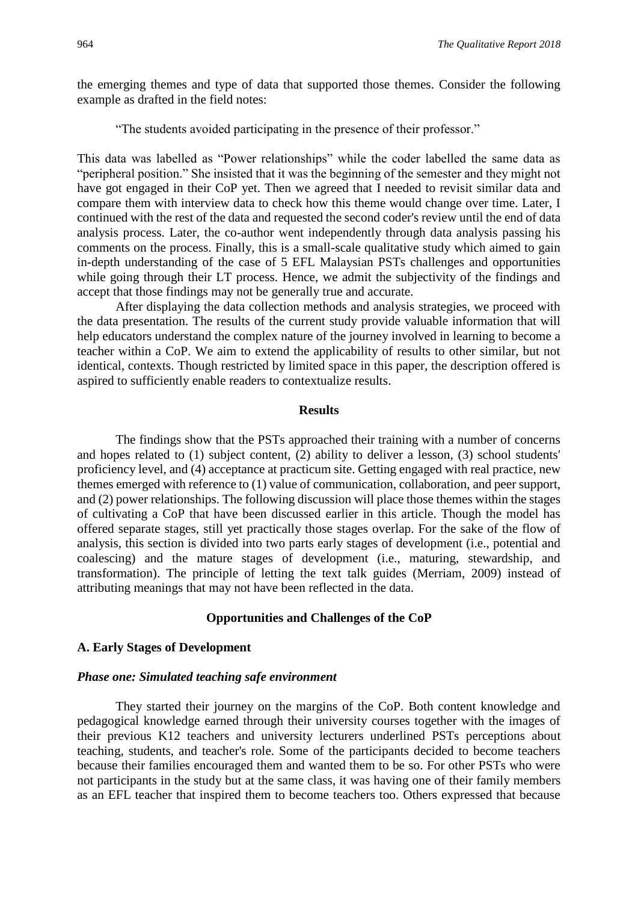the emerging themes and type of data that supported those themes. Consider the following example as drafted in the field notes:

> "The students avoided participating in the presence of their professor."

This data was labelled as "Power relationships" while the coder labelled the same data as "peripheral position." She insisted that it was the beginning of the semester and they might not have got engaged in their CoP yet. Then we agreed that I needed to revisit similar data and compare them with interview data to check how this theme would change over time. Later, I continued with the rest of the data and requested the second coder's review until the end of data analysis process. Later, the co-author went independently through data analysis passing his comments on the process. Finally, this is a small-scale qualitative study which aimed to gain in-depth understanding of the case of 5 EFL Malaysian PSTs challenges and opportunities while going through their LT process. Hence, we admit the subjectivity of the findings and accept that those findings may not be generally true and accurate.

After displaying the data collection methods and analysis strategies, we proceed with the data presentation. The results of the current study provide valuable information that will help educators understand the complex nature of the journey involved in learning to become a teacher within a CoP. We aim to extend the applicability of results to other similar, but not identical, contexts. Though restricted by limited space in this paper, the description offered is aspired to sufficiently enable readers to contextualize results.

## Results

The findings show that the PSTs approached their training with a number of concerns and hopes related to (1) subject content, (2) ability to deliver a lesson, (3) school students' proficiency level, and (4) acceptance at practicum site. Getting engaged with real practice, new themes emerged with reference to (1) value of communication, collaboration, and peer support, and (2) power relationships. The following discussion will place those themes within the stages of cultivating a CoP that have been discussed earlier in this article. Though the model has offered separate stages, still yet practically those stages overlap. For the sake of the flow of analysis, this section is divided into two parts early stages of development (i.e., potential and coalescing) and the mature stages of development (i.e., maturing, stewardship, and transformation). The principle of letting the text talk guides (Merriam, 2009) instead of attributing meanings that may not have been reflected in the data.

### Opportunities and Challenges of the CoP

#### A. Early Stages of Development

##### *Phase one: Simulated teaching safe environment*

They started their journey on the margins of the CoP. Both content knowledge and pedagogical knowledge earned through their university courses together with the images of their previous K12 teachers and university lecturers underlined PSTs perceptions about teaching, students, and teacher's role. Some of the participants decided to become teachers because their families encouraged them and wanted them to be so. For other PSTs who were not participants in the study but at the same class, it was having one of their family members as an EFL teacher that inspired them to become teachers too. Others expressed that because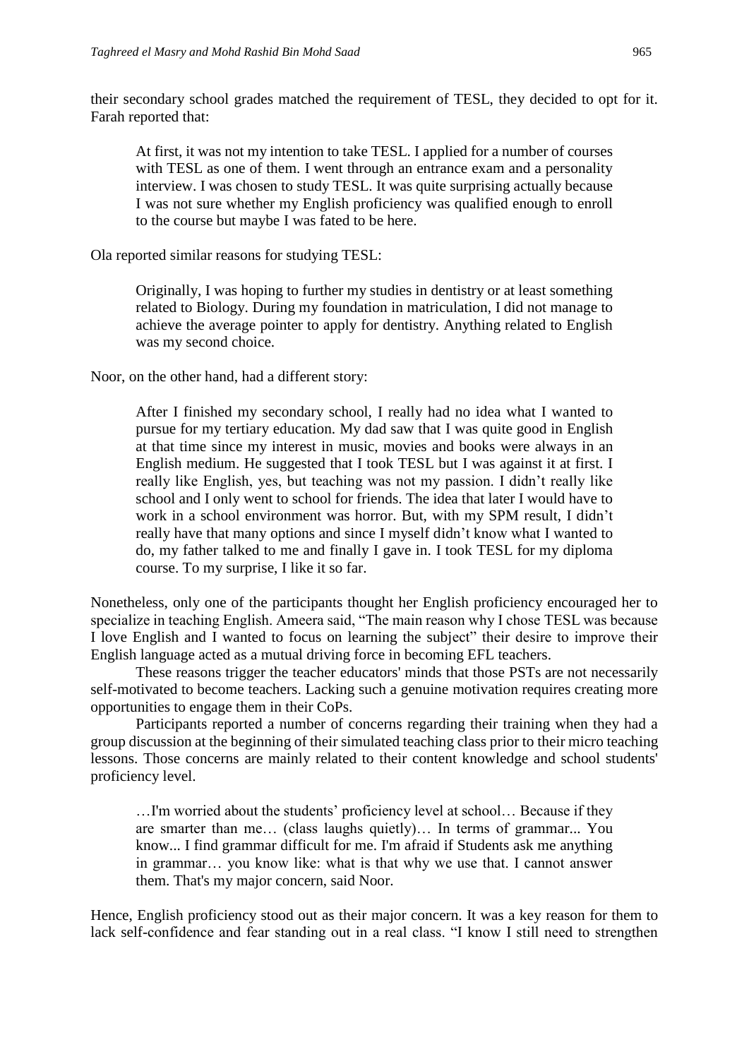their secondary school grades matched the requirement of TESL, they decided to opt for it. Farah reported that:

> At first, it was not my intention to take TESL. I applied for a number of courses with TESL as one of them. I went through an entrance exam and a personality interview. I was chosen to study TESL. It was quite surprising actually because I was not sure whether my English proficiency was qualified enough to enroll to the course but maybe I was fated to be here.

Ola reported similar reasons for studying TESL:

> Originally, I was hoping to further my studies in dentistry or at least something related to Biology. During my foundation in matriculation, I did not manage to achieve the average pointer to apply for dentistry. Anything related to English was my second choice.

Noor, on the other hand, had a different story:

> After I finished my secondary school, I really had no idea what I wanted to pursue for my tertiary education. My dad saw that I was quite good in English at that time since my interest in music, movies and books were always in an English medium. He suggested that I took TESL but I was against it at first. I really like English, yes, but teaching was not my passion. I didn't really like school and I only went to school for friends. The idea that later I would have to work in a school environment was horror. But, with my SPM result, I didn't really have that many options and since I myself didn't know what I wanted to do, my father talked to me and finally I gave in. I took TESL for my diploma course. To my surprise, I like it so far.

Nonetheless, only one of the participants thought her English proficiency encouraged her to specialize in teaching English. Ameera said, "The main reason why I chose TESL was because I love English and I wanted to focus on learning the subject" their desire to improve their English language acted as a mutual driving force in becoming EFL teachers.

These reasons trigger the teacher educators' minds that those PSTs are not necessarily self-motivated to become teachers. Lacking such a genuine motivation requires creating more opportunities to engage them in their CoPs.

Participants reported a number of concerns regarding their training when they had a group discussion at the beginning of their simulated teaching class prior to their micro teaching lessons. Those concerns are mainly related to their content knowledge and school students' proficiency level.

> …I'm worried about the students' proficiency level at school… Because if they are smarter than me… (class laughs quietly)… In terms of grammar... You know... I find grammar difficult for me. I'm afraid if Students ask me anything in grammar… you know like: what is that why we use that. I cannot answer them. That's my major concern, said Noor.

Hence, English proficiency stood out as their major concern. It was a key reason for them to lack self-confidence and fear standing out in a real class. "I know I still need to strengthen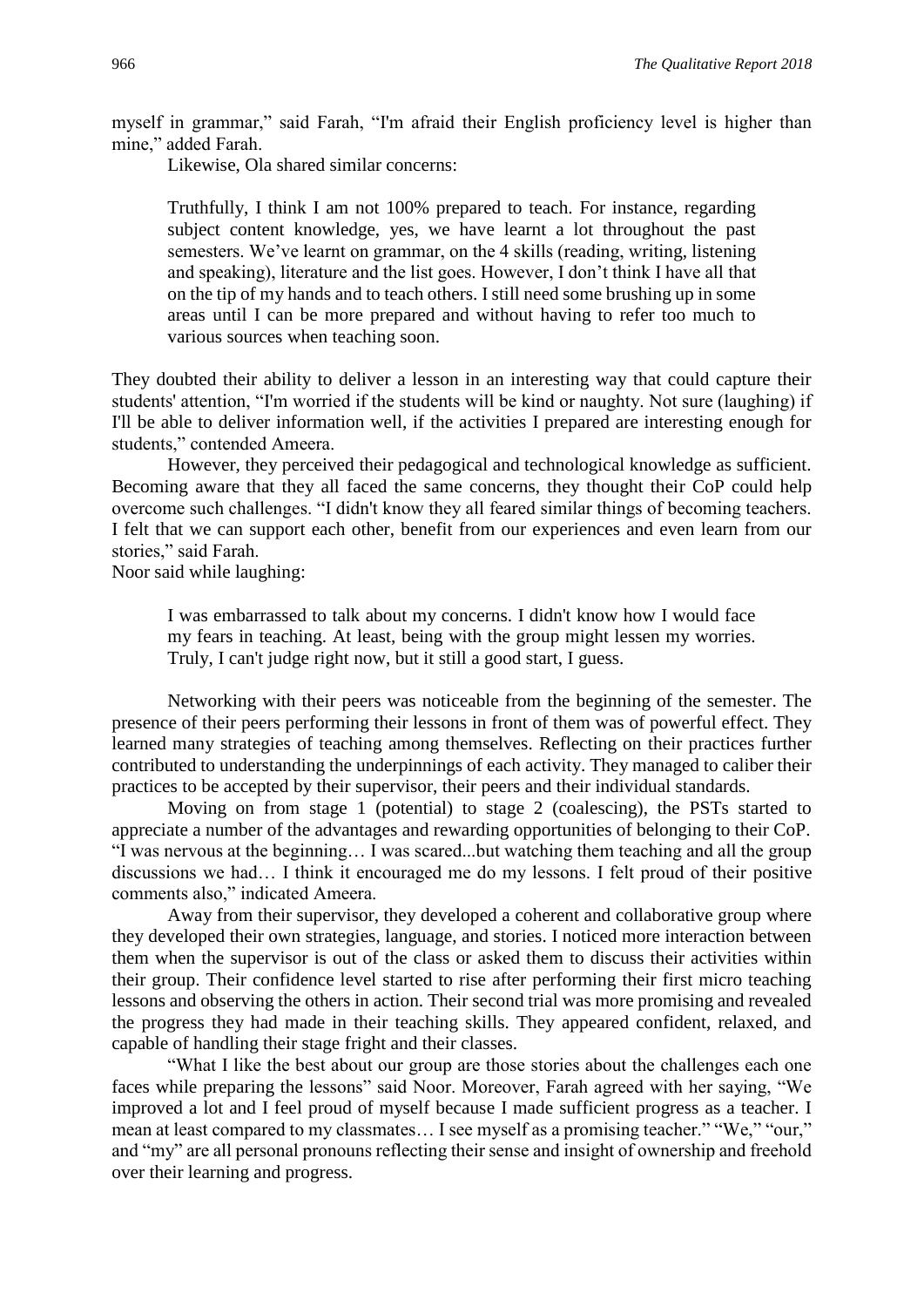myself in grammar," said Farah, "I'm afraid their English proficiency level is higher than mine," added Farah.

Likewise, Ola shared similar concerns:

> Truthfully, I think I am not 100% prepared to teach. For instance, regarding subject content knowledge, yes, we have learnt a lot throughout the past semesters. We've learnt on grammar, on the 4 skills (reading, writing, listening and speaking), literature and the list goes. However, I don't think I have all that on the tip of my hands and to teach others. I still need some brushing up in some areas until I can be more prepared and without having to refer too much to various sources when teaching soon.

They doubted their ability to deliver a lesson in an interesting way that could capture their students' attention, "I'm worried if the students will be kind or naughty. Not sure (laughing) if I'll be able to deliver information well, if the activities I prepared are interesting enough for students," contended Ameera.

However, they perceived their pedagogical and technological knowledge as sufficient. Becoming aware that they all faced the same concerns, they thought their CoP could help overcome such challenges. "I didn't know they all feared similar things of becoming teachers. I felt that we can support each other, benefit from our experiences and even learn from our stories," said Farah.

Noor said while laughing:

> I was embarrassed to talk about my concerns. I didn't know how I would face my fears in teaching. At least, being with the group might lessen my worries. Truly, I can't judge right now, but it still a good start, I guess.

Networking with their peers was noticeable from the beginning of the semester. The presence of their peers performing their lessons in front of them was of powerful effect. They learned many strategies of teaching among themselves. Reflecting on their practices further contributed to understanding the underpinnings of each activity. They managed to caliber their practices to be accepted by their supervisor, their peers and their individual standards.

Moving on from stage 1 (potential) to stage 2 (coalescing), the PSTs started to appreciate a number of the advantages and rewarding opportunities of belonging to their CoP. "I was nervous at the beginning… I was scared...but watching them teaching and all the group discussions we had… I think it encouraged me do my lessons. I felt proud of their positive comments also," indicated Ameera.

Away from their supervisor, they developed a coherent and collaborative group where they developed their own strategies, language, and stories. I noticed more interaction between them when the supervisor is out of the class or asked them to discuss their activities within their group. Their confidence level started to rise after performing their first micro teaching lessons and observing the others in action. Their second trial was more promising and revealed the progress they had made in their teaching skills. They appeared confident, relaxed, and capable of handling their stage fright and their classes.

"What I like the best about our group are those stories about the challenges each one faces while preparing the lessons" said Noor. Moreover, Farah agreed with her saying, "We improved a lot and I feel proud of myself because I made sufficient progress as a teacher. I mean at least compared to my classmates… I see myself as a promising teacher." "We," "our," and "my" are all personal pronouns reflecting their sense and insight of ownership and freehold over their learning and progress.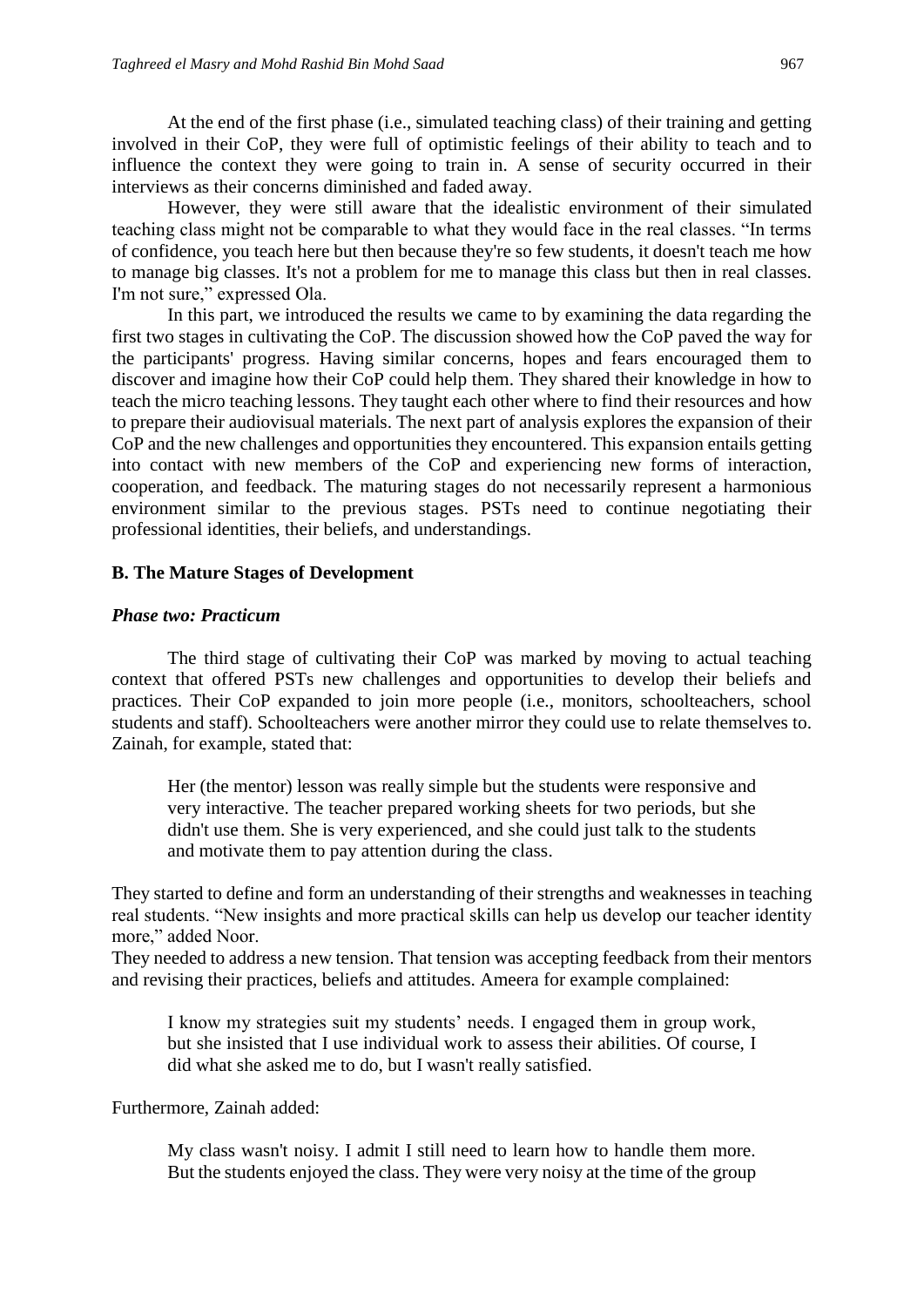At the end of the first phase (i.e., simulated teaching class) of their training and getting involved in their CoP, they were full of optimistic feelings of their ability to teach and to influence the context they were going to train in. A sense of security occurred in their interviews as their concerns diminished and faded away.

However, they were still aware that the idealistic environment of their simulated teaching class might not be comparable to what they would face in the real classes. "In terms of confidence, you teach here but then because they're so few students, it doesn't teach me how to manage big classes. It's not a problem for me to manage this class but then in real classes. I'm not sure," expressed Ola.

In this part, we introduced the results we came to by examining the data regarding the first two stages in cultivating the CoP. The discussion showed how the CoP paved the way for the participants' progress. Having similar concerns, hopes and fears encouraged them to discover and imagine how their CoP could help them. They shared their knowledge in how to teach the micro teaching lessons. They taught each other where to find their resources and how to prepare their audiovisual materials. The next part of analysis explores the expansion of their CoP and the new challenges and opportunities they encountered. This expansion entails getting into contact with new members of the CoP and experiencing new forms of interaction, cooperation, and feedback. The maturing stages do not necessarily represent a harmonious environment similar to the previous stages. PSTs need to continue negotiating their professional identities, their beliefs, and understandings.

### B. The Mature Stages of Development

#### *Phase two: Practicum*

The third stage of cultivating their CoP was marked by moving to actual teaching context that offered PSTs new challenges and opportunities to develop their beliefs and practices. Their CoP expanded to join more people (i.e., monitors, schoolteachers, school students and staff). Schoolteachers were another mirror they could use to relate themselves to. Zainah, for example, stated that:

> Her (the mentor) lesson was really simple but the students were responsive and very interactive. The teacher prepared working sheets for two periods, but she didn't use them. She is very experienced, and she could just talk to the students and motivate them to pay attention during the class.

They started to define and form an understanding of their strengths and weaknesses in teaching real students. "New insights and more practical skills can help us develop our teacher identity more," added Noor.

They needed to address a new tension. That tension was accepting feedback from their mentors and revising their practices, beliefs and attitudes. Ameera for example complained:

> I know my strategies suit my students' needs. I engaged them in group work, but she insisted that I use individual work to assess their abilities. Of course, I did what she asked me to do, but I wasn't really satisfied.

Furthermore, Zainah added:

> My class wasn't noisy. I admit I still need to learn how to handle them more. But the students enjoyed the class. They were very noisy at the time of the group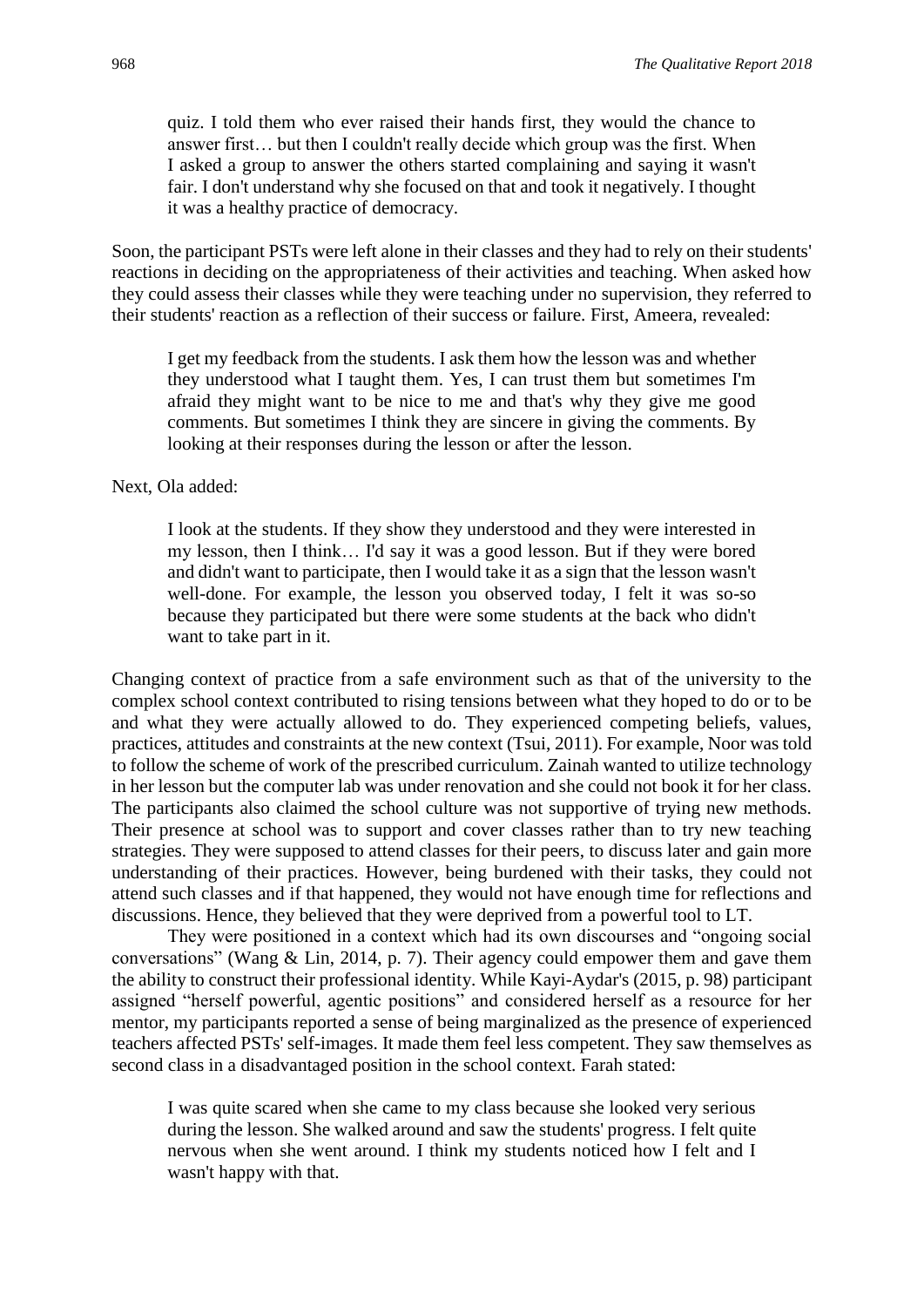> quiz. I told them who ever raised their hands first, they would the chance to answer first… but then I couldn't really decide which group was the first. When I asked a group to answer the others started complaining and saying it wasn't fair. I don't understand why she focused on that and took it negatively. I thought it was a healthy practice of democracy.

Soon, the participant PSTs were left alone in their classes and they had to rely on their students' reactions in deciding on the appropriateness of their activities and teaching. When asked how they could assess their classes while they were teaching under no supervision, they referred to their students' reaction as a reflection of their success or failure. First, Ameera, revealed:

> I get my feedback from the students. I ask them how the lesson was and whether they understood what I taught them. Yes, I can trust them but sometimes I'm afraid they might want to be nice to me and that's why they give me good comments. But sometimes I think they are sincere in giving the comments. By looking at their responses during the lesson or after the lesson.

Next, Ola added:

> I look at the students. If they show they understood and they were interested in my lesson, then I think… I'd say it was a good lesson. But if they were bored and didn't want to participate, then I would take it as a sign that the lesson wasn't well-done. For example, the lesson you observed today, I felt it was so-so because they participated but there were some students at the back who didn't want to take part in it.

Changing context of practice from a safe environment such as that of the university to the complex school context contributed to rising tensions between what they hoped to do or to be and what they were actually allowed to do. They experienced competing beliefs, values, practices, attitudes and constraints at the new context (Tsui, 2011). For example, Noor was told to follow the scheme of work of the prescribed curriculum. Zainah wanted to utilize technology in her lesson but the computer lab was under renovation and she could not book it for her class. The participants also claimed the school culture was not supportive of trying new methods. Their presence at school was to support and cover classes rather than to try new teaching strategies. They were supposed to attend classes for their peers, to discuss later and gain more understanding of their practices. However, being burdened with their tasks, they could not attend such classes and if that happened, they would not have enough time for reflections and discussions. Hence, they believed that they were deprived from a powerful tool to LT.

They were positioned in a context which had its own discourses and "ongoing social conversations" (Wang & Lin, 2014, p. 7). Their agency could empower them and gave them the ability to construct their professional identity. While Kayi-Aydar's (2015, p. 98) participant assigned "herself powerful, agentic positions" and considered herself as a resource for her mentor, my participants reported a sense of being marginalized as the presence of experienced teachers affected PSTs' self-images. It made them feel less competent. They saw themselves as second class in a disadvantaged position in the school context. Farah stated:

> I was quite scared when she came to my class because she looked very serious during the lesson. She walked around and saw the students' progress. I felt quite nervous when she went around. I think my students noticed how I felt and I wasn't happy with that.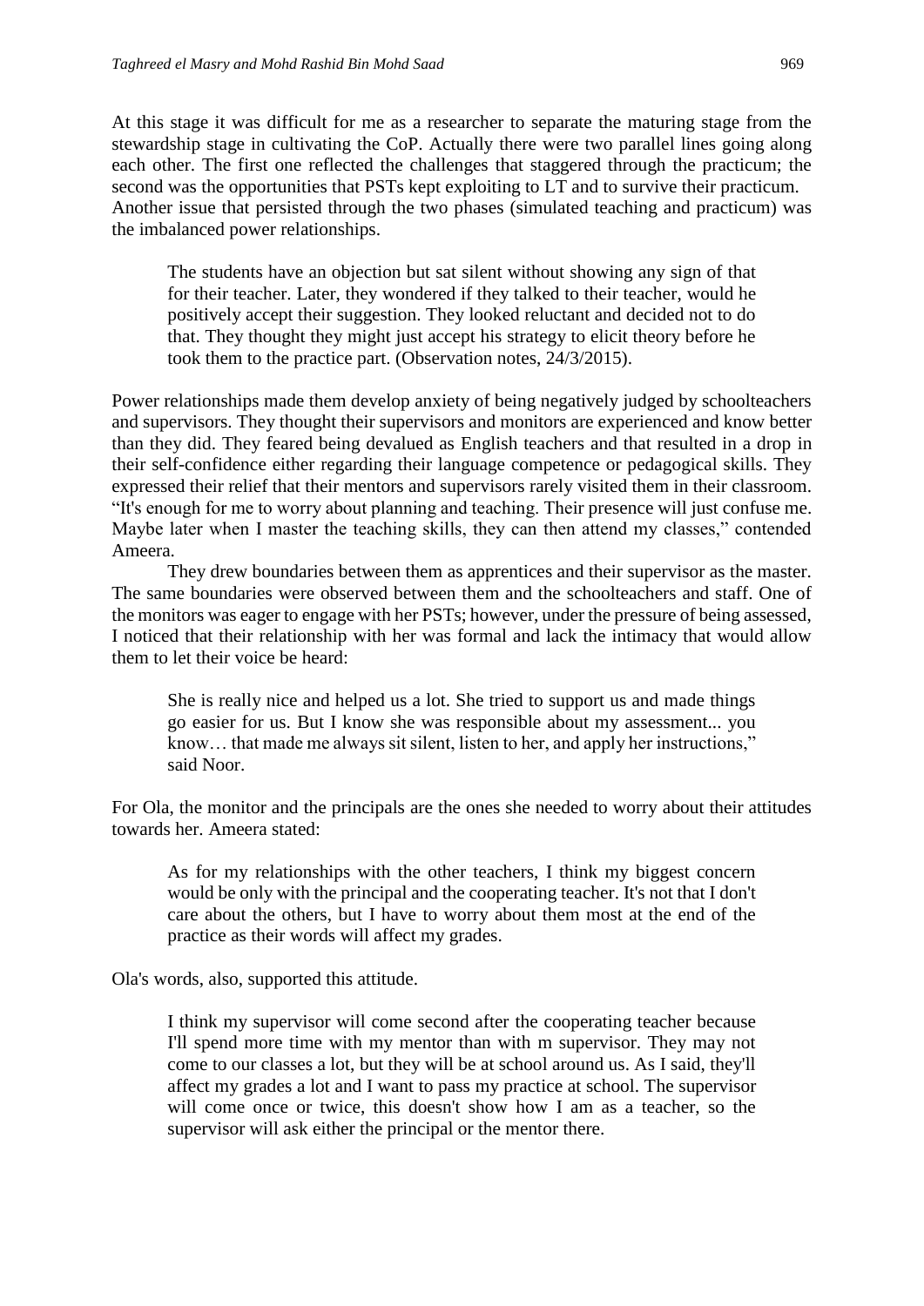At this stage it was difficult for me as a researcher to separate the maturing stage from the stewardship stage in cultivating the CoP. Actually there were two parallel lines going along each other. The first one reflected the challenges that staggered through the practicum; the second was the opportunities that PSTs kept exploiting to LT and to survive their practicum. Another issue that persisted through the two phases (simulated teaching and practicum) was the imbalanced power relationships.

> The students have an objection but sat silent without showing any sign of that for their teacher. Later, they wondered if they talked to their teacher, would he positively accept their suggestion. They looked reluctant and decided not to do that. They thought they might just accept his strategy to elicit theory before he took them to the practice part. (Observation notes, 24/3/2015).

Power relationships made them develop anxiety of being negatively judged by schoolteachers and supervisors. They thought their supervisors and monitors are experienced and know better than they did. They feared being devalued as English teachers and that resulted in a drop in their self-confidence either regarding their language competence or pedagogical skills. They expressed their relief that their mentors and supervisors rarely visited them in their classroom. "It's enough for me to worry about planning and teaching. Their presence will just confuse me. Maybe later when I master the teaching skills, they can then attend my classes," contended Ameera.

They drew boundaries between them as apprentices and their supervisor as the master. The same boundaries were observed between them and the schoolteachers and staff. One of the monitors was eager to engage with her PSTs; however, under the pressure of being assessed, I noticed that their relationship with her was formal and lack the intimacy that would allow them to let their voice be heard:

> She is really nice and helped us a lot. She tried to support us and made things go easier for us. But I know she was responsible about my assessment... you know… that made me always sit silent, listen to her, and apply her instructions," said Noor.

For Ola, the monitor and the principals are the ones she needed to worry about their attitudes towards her. Ameera stated:

> As for my relationships with the other teachers, I think my biggest concern would be only with the principal and the cooperating teacher. It's not that I don't care about the others, but I have to worry about them most at the end of the practice as their words will affect my grades.

Ola's words, also, supported this attitude.

> I think my supervisor will come second after the cooperating teacher because I'll spend more time with my mentor than with m supervisor. They may not come to our classes a lot, but they will be at school around us. As I said, they'll affect my grades a lot and I want to pass my practice at school. The supervisor will come once or twice, this doesn't show how I am as a teacher, so the supervisor will ask either the principal or the mentor there.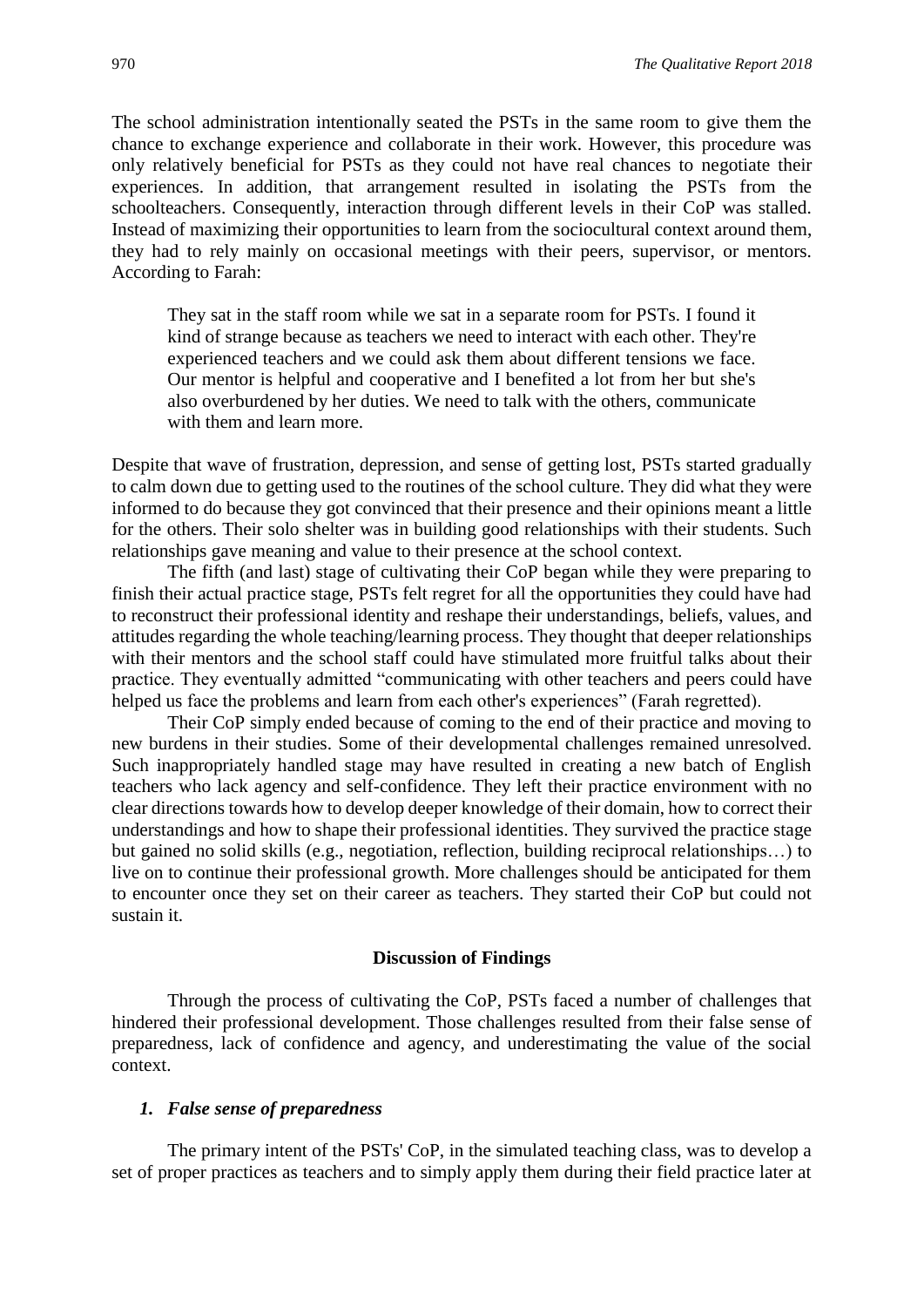The school administration intentionally seated the PSTs in the same room to give them the chance to exchange experience and collaborate in their work. However, this procedure was only relatively beneficial for PSTs as they could not have real chances to negotiate their experiences. In addition, that arrangement resulted in isolating the PSTs from the schoolteachers. Consequently, interaction through different levels in their CoP was stalled. Instead of maximizing their opportunities to learn from the sociocultural context around them, they had to rely mainly on occasional meetings with their peers, supervisor, or mentors. According to Farah:

> They sat in the staff room while we sat in a separate room for PSTs. I found it kind of strange because as teachers we need to interact with each other. They're experienced teachers and we could ask them about different tensions we face. Our mentor is helpful and cooperative and I benefited a lot from her but she's also overburdened by her duties. We need to talk with the others, communicate with them and learn more.

Despite that wave of frustration, depression, and sense of getting lost, PSTs started gradually to calm down due to getting used to the routines of the school culture. They did what they were informed to do because they got convinced that their presence and their opinions meant a little for the others. Their solo shelter was in building good relationships with their students. Such relationships gave meaning and value to their presence at the school context.

The fifth (and last) stage of cultivating their CoP began while they were preparing to finish their actual practice stage, PSTs felt regret for all the opportunities they could have had to reconstruct their professional identity and reshape their understandings, beliefs, values, and attitudes regarding the whole teaching/learning process. They thought that deeper relationships with their mentors and the school staff could have stimulated more fruitful talks about their practice. They eventually admitted "communicating with other teachers and peers could have helped us face the problems and learn from each other's experiences" (Farah regretted).

Their CoP simply ended because of coming to the end of their practice and moving to new burdens in their studies. Some of their developmental challenges remained unresolved. Such inappropriately handled stage may have resulted in creating a new batch of English teachers who lack agency and self-confidence. They left their practice environment with no clear directions towards how to develop deeper knowledge of their domain, how to correct their understandings and how to shape their professional identities. They survived the practice stage but gained no solid skills (e.g., negotiation, reflection, building reciprocal relationships…) to live on to continue their professional growth. More challenges should be anticipated for them to encounter once they set on their career as teachers. They started their CoP but could not sustain it.

## Discussion of Findings

Through the process of cultivating the CoP, PSTs faced a number of challenges that hindered their professional development. Those challenges resulted from their false sense of preparedness, lack of confidence and agency, and underestimating the value of the social context.

### *1. False sense of preparedness*

The primary intent of the PSTs' CoP, in the simulated teaching class, was to develop a set of proper practices as teachers and to simply apply them during their field practice later at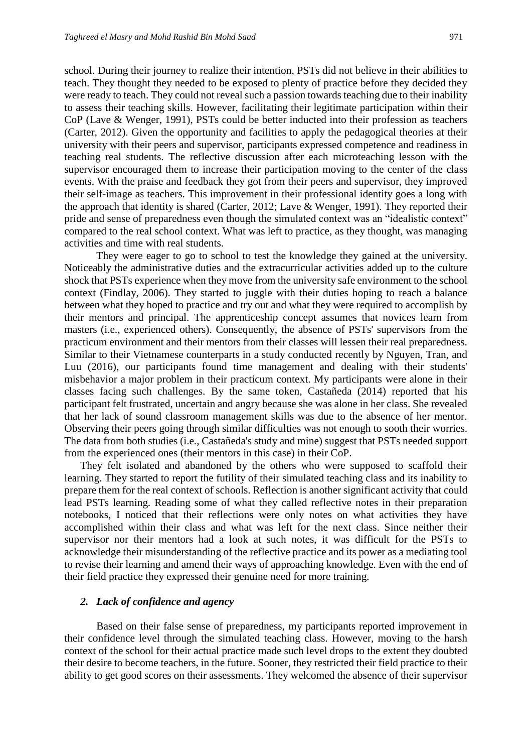school. During their journey to realize their intention, PSTs did not believe in their abilities to teach. They thought they needed to be exposed to plenty of practice before they decided they were ready to teach. They could not reveal such a passion towards teaching due to their inability to assess their teaching skills. However, facilitating their legitimate participation within their CoP (Lave & Wenger, 1991), PSTs could be better inducted into their profession as teachers (Carter, 2012). Given the opportunity and facilities to apply the pedagogical theories at their university with their peers and supervisor, participants expressed competence and readiness in teaching real students. The reflective discussion after each microteaching lesson with the supervisor encouraged them to increase their participation moving to the center of the class events. With the praise and feedback they got from their peers and supervisor, they improved their self-image as teachers. This improvement in their professional identity goes a long with the approach that identity is shared (Carter, 2012; Lave & Wenger, 1991). They reported their pride and sense of preparedness even though the simulated context was an "idealistic context" compared to the real school context. What was left to practice, as they thought, was managing activities and time with real students.

They were eager to go to school to test the knowledge they gained at the university. Noticeably the administrative duties and the extracurricular activities added up to the culture shock that PSTs experience when they move from the university safe environment to the school context (Findlay, 2006). They started to juggle with their duties hoping to reach a balance between what they hoped to practice and try out and what they were required to accomplish by their mentors and principal. The apprenticeship concept assumes that novices learn from masters (i.e., experienced others). Consequently, the absence of PSTs' supervisors from the practicum environment and their mentors from their classes will lessen their real preparedness. Similar to their Vietnamese counterparts in a study conducted recently by Nguyen, Tran, and Luu (2016), our participants found time management and dealing with their students' misbehavior a major problem in their practicum context. My participants were alone in their classes facing such challenges. By the same token, Castañeda (2014) reported that his participant felt frustrated, uncertain and angry because she was alone in her class. She revealed that her lack of sound classroom management skills was due to the absence of her mentor. Observing their peers going through similar difficulties was not enough to sooth their worries. The data from both studies (i.e., Castañeda's study and mine) suggest that PSTs needed support from the experienced ones (their mentors in this case) in their CoP.

They felt isolated and abandoned by the others who were supposed to scaffold their learning. They started to report the futility of their simulated teaching class and its inability to prepare them for the real context of schools. Reflection is another significant activity that could lead PSTs learning. Reading some of what they called reflective notes in their preparation notebooks, I noticed that their reflections were only notes on what activities they have accomplished within their class and what was left for the next class. Since neither their supervisor nor their mentors had a look at such notes, it was difficult for the PSTs to acknowledge their misunderstanding of the reflective practice and its power as a mediating tool to revise their learning and amend their ways of approaching knowledge. Even with the end of their field practice they expressed their genuine need for more training.

### 2. *Lack of confidence and agency*

Based on their false sense of preparedness, my participants reported improvement in their confidence level through the simulated teaching class. However, moving to the harsh context of the school for their actual practice made such level drops to the extent they doubted their desire to become teachers, in the future. Sooner, they restricted their field practice to their ability to get good scores on their assessments. They welcomed the absence of their supervisor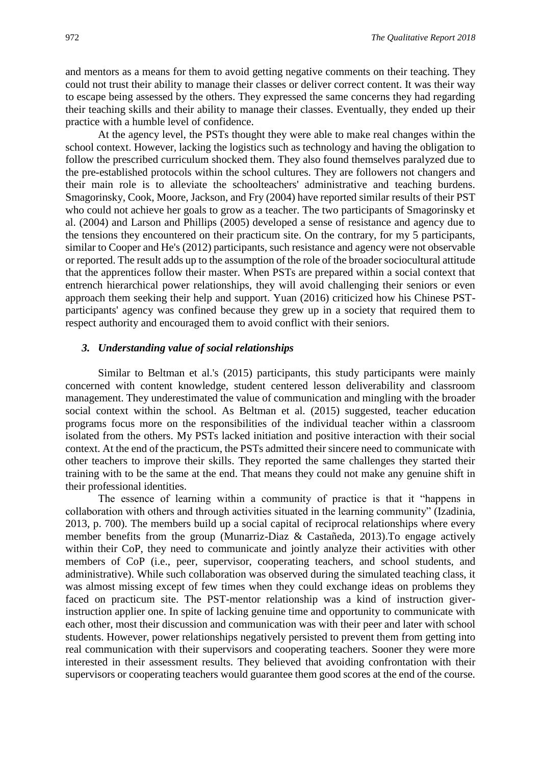and mentors as a means for them to avoid getting negative comments on their teaching. They could not trust their ability to manage their classes or deliver correct content. It was their way to escape being assessed by the others. They expressed the same concerns they had regarding their teaching skills and their ability to manage their classes. Eventually, they ended up their practice with a humble level of confidence.

At the agency level, the PSTs thought they were able to make real changes within the school context. However, lacking the logistics such as technology and having the obligation to follow the prescribed curriculum shocked them. They also found themselves paralyzed due to the pre-established protocols within the school cultures. They are followers not changers and their main role is to alleviate the schoolteachers' administrative and teaching burdens. Smagorinsky, Cook, Moore, Jackson, and Fry (2004) have reported similar results of their PST who could not achieve her goals to grow as a teacher. The two participants of Smagorinsky et al. (2004) and Larson and Phillips (2005) developed a sense of resistance and agency due to the tensions they encountered on their practicum site. On the contrary, for my 5 participants, similar to Cooper and He's (2012) participants, such resistance and agency were not observable or reported. The result adds up to the assumption of the role of the broader sociocultural attitude that the apprentices follow their master. When PSTs are prepared within a social context that entrench hierarchical power relationships, they will avoid challenging their seniors or even approach them seeking their help and support. Yuan (2016) criticized how his Chinese PST-participants' agency was confined because they grew up in a society that required them to respect authority and encouraged them to avoid conflict with their seniors.

### *3. Understanding value of social relationships*

Similar to Beltman et al.'s (2015) participants, this study participants were mainly concerned with content knowledge, student centered lesson deliverability and classroom management. They underestimated the value of communication and mingling with the broader social context within the school. As Beltman et al. (2015) suggested, teacher education programs focus more on the responsibilities of the individual teacher within a classroom isolated from the others. My PSTs lacked initiation and positive interaction with their social context. At the end of the practicum, the PSTs admitted their sincere need to communicate with other teachers to improve their skills. They reported the same challenges they started their training with to be the same at the end. That means they could not make any genuine shift in their professional identities.

The essence of learning within a community of practice is that it "happens in collaboration with others and through activities situated in the learning community" (Izadinia, 2013, p. 700). The members build up a social capital of reciprocal relationships where every member benefits from the group (Munarriz-Diaz & Castañeda, 2013).To engage actively within their CoP, they need to communicate and jointly analyze their activities with other members of CoP (i.e., peer, supervisor, cooperating teachers, and school students, and administrative). While such collaboration was observed during the simulated teaching class, it was almost missing except of few times when they could exchange ideas on problems they faced on practicum site. The PST-mentor relationship was a kind of instruction giver-instruction applier one. In spite of lacking genuine time and opportunity to communicate with each other, most their discussion and communication was with their peer and later with school students. However, power relationships negatively persisted to prevent them from getting into real communication with their supervisors and cooperating teachers. Sooner they were more interested in their assessment results. They believed that avoiding confrontation with their supervisors or cooperating teachers would guarantee them good scores at the end of the course.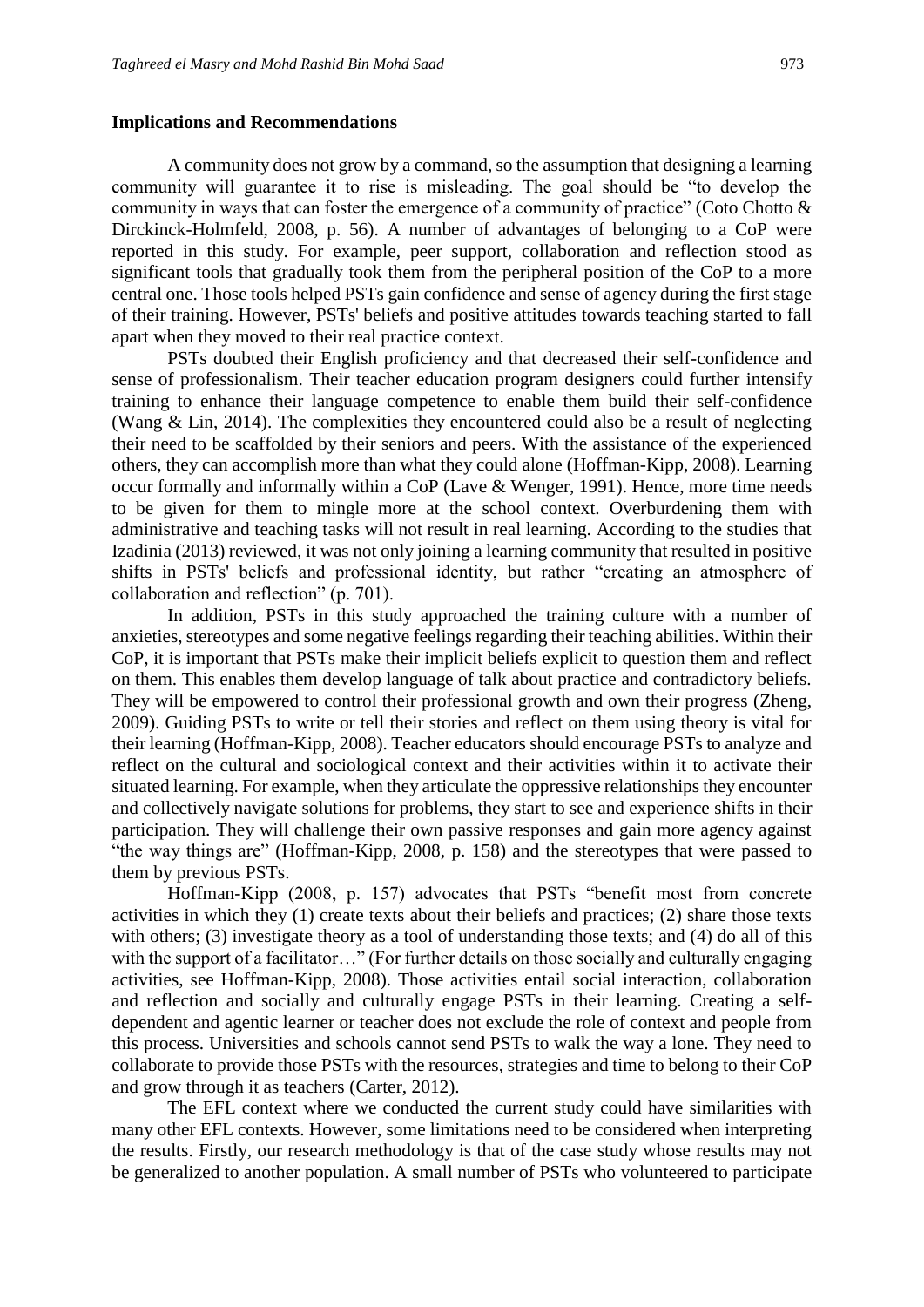## Implications and Recommendations

A community does not grow by a command, so the assumption that designing a learning community will guarantee it to rise is misleading. The goal should be "to develop the community in ways that can foster the emergence of a community of practice" (Coto Chotto & Dirckinck-Holmfeld, 2008, p. 56). A number of advantages of belonging to a CoP were reported in this study. For example, peer support, collaboration and reflection stood as significant tools that gradually took them from the peripheral position of the CoP to a more central one. Those tools helped PSTs gain confidence and sense of agency during the first stage of their training. However, PSTs' beliefs and positive attitudes towards teaching started to fall apart when they moved to their real practice context.

PSTs doubted their English proficiency and that decreased their self-confidence and sense of professionalism. Their teacher education program designers could further intensify training to enhance their language competence to enable them build their self-confidence (Wang & Lin, 2014). The complexities they encountered could also be a result of neglecting their need to be scaffolded by their seniors and peers. With the assistance of the experienced others, they can accomplish more than what they could alone (Hoffman-Kipp, 2008). Learning occur formally and informally within a CoP (Lave & Wenger, 1991). Hence, more time needs to be given for them to mingle more at the school context. Overburdening them with administrative and teaching tasks will not result in real learning. According to the studies that Izadinia (2013) reviewed, it was not only joining a learning community that resulted in positive shifts in PSTs' beliefs and professional identity, but rather "creating an atmosphere of collaboration and reflection" (p. 701).

In addition, PSTs in this study approached the training culture with a number of anxieties, stereotypes and some negative feelings regarding their teaching abilities. Within their CoP, it is important that PSTs make their implicit beliefs explicit to question them and reflect on them. This enables them develop language of talk about practice and contradictory beliefs. They will be empowered to control their professional growth and own their progress (Zheng, 2009). Guiding PSTs to write or tell their stories and reflect on them using theory is vital for their learning (Hoffman-Kipp, 2008). Teacher educators should encourage PSTs to analyze and reflect on the cultural and sociological context and their activities within it to activate their situated learning. For example, when they articulate the oppressive relationships they encounter and collectively navigate solutions for problems, they start to see and experience shifts in their participation. They will challenge their own passive responses and gain more agency against "the way things are" (Hoffman-Kipp, 2008, p. 158) and the stereotypes that were passed to them by previous PSTs.

Hoffman-Kipp (2008, p. 157) advocates that PSTs "benefit most from concrete activities in which they (1) create texts about their beliefs and practices; (2) share those texts with others; (3) investigate theory as a tool of understanding those texts; and (4) do all of this with the support of a facilitator…" (For further details on those socially and culturally engaging activities, see Hoffman-Kipp, 2008). Those activities entail social interaction, collaboration and reflection and socially and culturally engage PSTs in their learning. Creating a self-dependent and agentic learner or teacher does not exclude the role of context and people from this process. Universities and schools cannot send PSTs to walk the way a lone. They need to collaborate to provide those PSTs with the resources, strategies and time to belong to their CoP and grow through it as teachers (Carter, 2012).

The EFL context where we conducted the current study could have similarities with many other EFL contexts. However, some limitations need to be considered when interpreting the results. Firstly, our research methodology is that of the case study whose results may not be generalized to another population. A small number of PSTs who volunteered to participate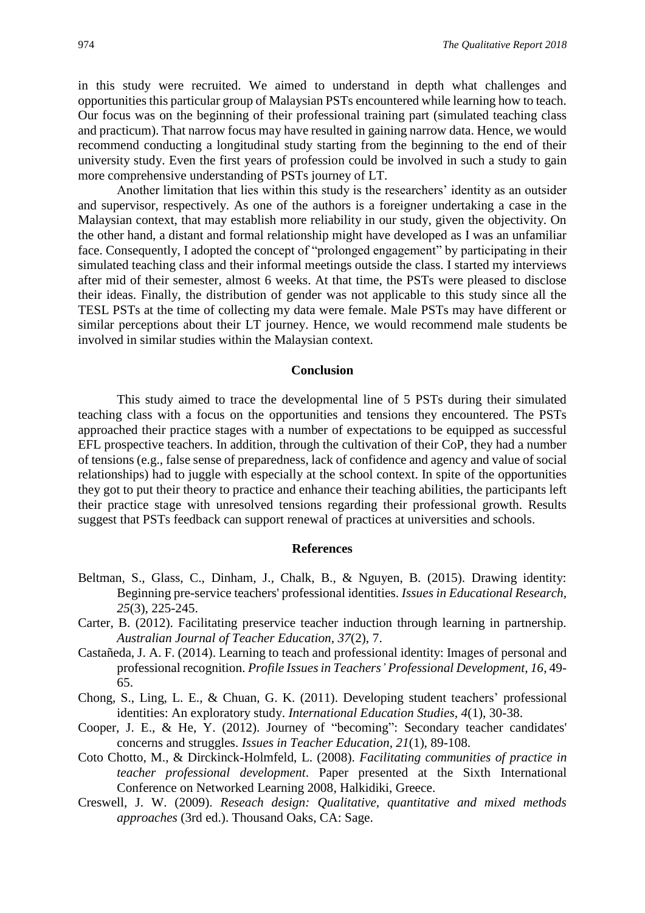in this study were recruited. We aimed to understand in depth what challenges and opportunities this particular group of Malaysian PSTs encountered while learning how to teach. Our focus was on the beginning of their professional training part (simulated teaching class and practicum). That narrow focus may have resulted in gaining narrow data. Hence, we would recommend conducting a longitudinal study starting from the beginning to the end of their university study. Even the first years of profession could be involved in such a study to gain more comprehensive understanding of PSTs journey of LT.

Another limitation that lies within this study is the researchers' identity as an outsider and supervisor, respectively. As one of the authors is a foreigner undertaking a case in the Malaysian context, that may establish more reliability in our study, given the objectivity. On the other hand, a distant and formal relationship might have developed as I was an unfamiliar face. Consequently, I adopted the concept of "prolonged engagement" by participating in their simulated teaching class and their informal meetings outside the class. I started my interviews after mid of their semester, almost 6 weeks. At that time, the PSTs were pleased to disclose their ideas. Finally, the distribution of gender was not applicable to this study since all the TESL PSTs at the time of collecting my data were female. Male PSTs may have different or similar perceptions about their LT journey. Hence, we would recommend male students be involved in similar studies within the Malaysian context.

## Conclusion

This study aimed to trace the developmental line of 5 PSTs during their simulated teaching class with a focus on the opportunities and tensions they encountered. The PSTs approached their practice stages with a number of expectations to be equipped as successful EFL prospective teachers. In addition, through the cultivation of their CoP, they had a number of tensions (e.g., false sense of preparedness, lack of confidence and agency and value of social relationships) had to juggle with especially at the school context. In spite of the opportunities they got to put their theory to practice and enhance their teaching abilities, the participants left their practice stage with unresolved tensions regarding their professional growth. Results suggest that PSTs feedback can support renewal of practices at universities and schools.

## References

Beltman, S., Glass, C., Dinham, J., Chalk, B., & Nguyen, B. (2015). Drawing identity: Beginning pre-service teachers' professional identities. *Issues in Educational Research, 25*(3), 225-245.

Carter, B. (2012). Facilitating preservice teacher induction through learning in partnership. *Australian Journal of Teacher Education, 37*(2), 7.

Castañeda, J. A. F. (2014). Learning to teach and professional identity: Images of personal and professional recognition. *Profile Issues in Teachers' Professional Development, 16*, 49-65.

Chong, S., Ling, L. E., & Chuan, G. K. (2011). Developing student teachers' professional identities: An exploratory study. *International Education Studies, 4*(1), 30-38.

Cooper, J. E., & He, Y. (2012). Journey of "becoming": Secondary teacher candidates' concerns and struggles. *Issues in Teacher Education, 21*(1), 89-108.

Coto Chotto, M., & Dirckinck-Holmfeld, L. (2008). *Facilitating communities of practice in teacher professional development*. Paper presented at the Sixth International Conference on Networked Learning 2008, Halkidiki, Greece.

Creswell, J. W. (2009). *Reseach design: Qualitative, quantitative and mixed methods approaches* (3rd ed.). Thousand Oaks, CA: Sage.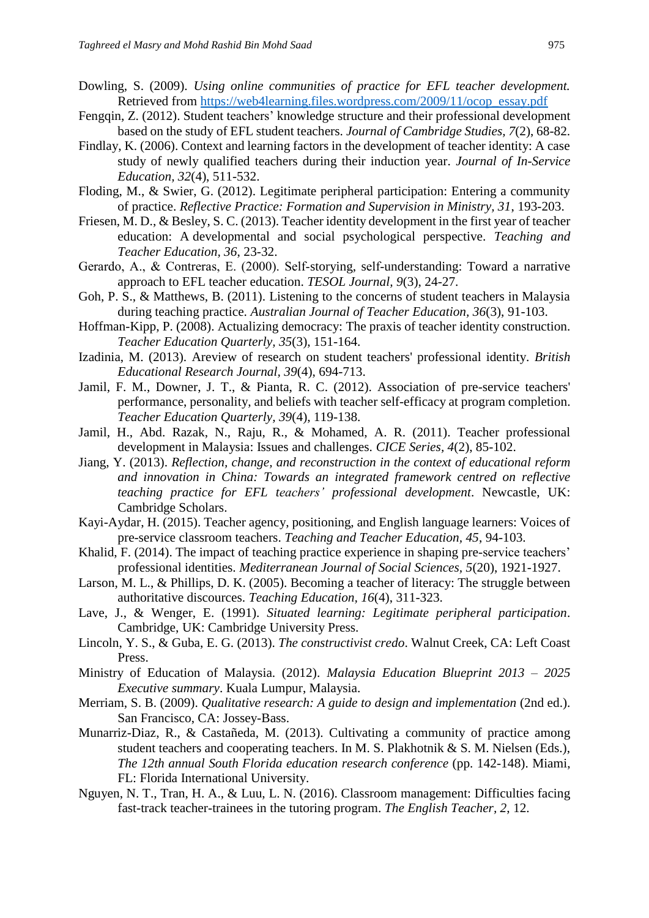Dowling, S. (2009). *Using online communities of practice for EFL teacher development.* Retrieved from https://web4learning.files.wordpress.com/2009/11/ocop_essay.pdf

Fengqin, Z. (2012). Student teachers' knowledge structure and their professional development based on the study of EFL student teachers. *Journal of Cambridge Studies, 7*(2), 68-82.

Findlay, K. (2006). Context and learning factors in the development of teacher identity: A case study of newly qualified teachers during their induction year. *Journal of In-Service Education, 32*(4), 511-532.

Floding, M., & Swier, G. (2012). Legitimate peripheral participation: Entering a community of practice. *Reflective Practice: Formation and Supervision in Ministry, 31*, 193-203.

Friesen, M. D., & Besley, S. C. (2013). Teacher identity development in the first year of teacher education: A developmental and social psychological perspective. *Teaching and Teacher Education, 36*, 23-32.

Gerardo, A., & Contreras, E. (2000). Self-storying, self-understanding: Toward a narrative approach to EFL teacher education. *TESOL Journal, 9*(3), 24-27.

Goh, P. S., & Matthews, B. (2011). Listening to the concerns of student teachers in Malaysia during teaching practice. *Australian Journal of Teacher Education, 36*(3), 91-103.

Hoffman-Kipp, P. (2008). Actualizing democracy: The praxis of teacher identity construction. *Teacher Education Quarterly, 35*(3), 151-164.

Izadinia, M. (2013). Areview of research on student teachers' professional identity. *British Educational Research Journal, 39*(4), 694-713.

Jamil, F. M., Downer, J. T., & Pianta, R. C. (2012). Association of pre-service teachers' performance, personality, and beliefs with teacher self-efficacy at program completion. *Teacher Education Quarterly, 39*(4), 119-138.

Jamil, H., Abd. Razak, N., Raju, R., & Mohamed, A. R. (2011). Teacher professional development in Malaysia: Issues and challenges. *CICE Series, 4*(2), 85-102.

Jiang, Y. (2013). *Reflection, change, and reconstruction in the context of educational reform and innovation in China: Towards an integrated framework centred on reflective teaching practice for EFL teachers' professional development*. Newcastle, UK: Cambridge Scholars.

Kayi-Aydar, H. (2015). Teacher agency, positioning, and English language learners: Voices of pre-service classroom teachers. *Teaching and Teacher Education, 45*, 94-103.

Khalid, F. (2014). The impact of teaching practice experience in shaping pre-service teachers' professional identities. *Mediterranean Journal of Social Sciences, 5*(20), 1921-1927.

Larson, M. L., & Phillips, D. K. (2005). Becoming a teacher of literacy: The struggle between authoritative discources. *Teaching Education, 16*(4), 311-323.

Lave, J., & Wenger, E. (1991). *Situated learning: Legitimate peripheral participation*. Cambridge, UK: Cambridge University Press.

Lincoln, Y. S., & Guba, E. G. (2013). *The constructivist credo*. Walnut Creek, CA: Left Coast Press.

Ministry of Education of Malaysia. (2012). *Malaysia Education Blueprint 2013 – 2025 Executive summary*. Kuala Lumpur, Malaysia.

Merriam, S. B. (2009). *Qualitative research: A guide to design and implementation* (2nd ed.). San Francisco, CA: Jossey-Bass.

Munarriz-Diaz, R., & Castañeda, M. (2013). Cultivating a community of practice among student teachers and cooperating teachers. In M. S. Plakhotnik & S. M. Nielsen (Eds.), *The 12th annual South Florida education research conference* (pp. 142-148). Miami, FL: Florida International University.

Nguyen, N. T., Tran, H. A., & Luu, L. N. (2016). Classroom management: Difficulties facing fast-track teacher-trainees in the tutoring program. *The English Teacher, 2*, 12.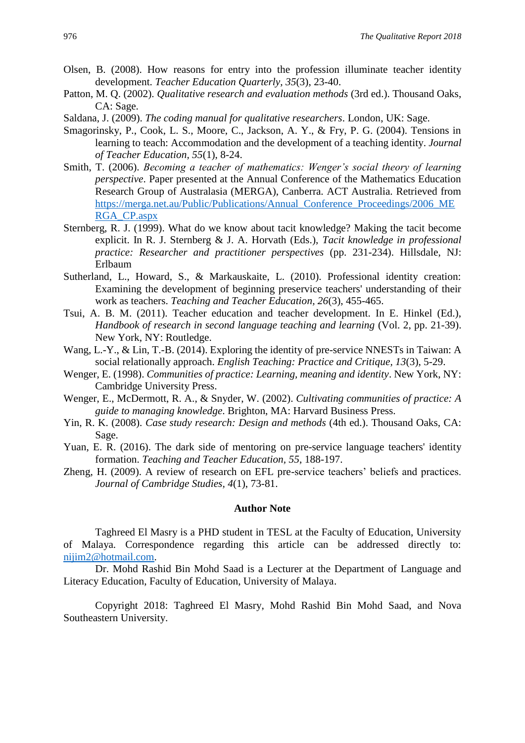Olsen, B. (2008). How reasons for entry into the profession illuminate teacher identity development. *Teacher Education Quarterly*, *35*(3), 23-40.

Patton, M. Q. (2002). *Qualitative research and evaluation methods* (3rd ed.). Thousand Oaks, CA: Sage.

Saldana, J. (2009). *The coding manual for qualitative researchers*. London, UK: Sage.

Smagorinsky, P., Cook, L. S., Moore, C., Jackson, A. Y., & Fry, P. G. (2004). Tensions in learning to teach: Accommodation and the development of a teaching identity. *Journal of Teacher Education*, *55*(1), 8-24.

Smith, T. (2006). *Becoming a teacher of mathematics: Wenger's social theory of learning perspective*. Paper presented at the Annual Conference of the Mathematics Education Research Group of Australasia (MERGA), Canberra. ACT Australia. Retrieved from https://merga.net.au/Public/Publications/Annual_Conference_Proceedings/2006_MERGA_CP.aspx

Sternberg, R. J. (1999). What do we know about tacit knowledge? Making the tacit become explicit. In R. J. Sternberg & J. A. Horvath (Eds.), *Tacit knowledge in professional practice: Researcher and practitioner perspectives* (pp. 231-234). Hillsdale, NJ: Erlbaum

Sutherland, L., Howard, S., & Markauskaite, L. (2010). Professional identity creation: Examining the development of beginning preservice teachers' understanding of their work as teachers. *Teaching and Teacher Education*, *26*(3), 455-465.

Tsui, A. B. M. (2011). Teacher education and teacher development. In E. Hinkel (Ed.), *Handbook of research in second language teaching and learning* (Vol. 2, pp. 21-39). New York, NY: Routledge.

Wang, L.-Y., & Lin, T.-B. (2014). Exploring the identity of pre-service NNESTs in Taiwan: A social relationally approach. *English Teaching: Practice and Critique*, *13*(3), 5-29.

Wenger, E. (1998). *Communities of practice: Learning, meaning and identity*. New York, NY: Cambridge University Press.

Wenger, E., McDermott, R. A., & Snyder, W. (2002). *Cultivating communities of practice: A guide to managing knowledge*. Brighton, MA: Harvard Business Press.

Yin, R. K. (2008). *Case study research: Design and methods* (4th ed.). Thousand Oaks, CA: Sage.

Yuan, E. R. (2016). The dark side of mentoring on pre-service language teachers' identity formation. *Teaching and Teacher Education*, *55*, 188-197.

Zheng, H. (2009). A review of research on EFL pre-service teachers' beliefs and practices. *Journal of Cambridge Studies*, *4*(1), 73-81.

## Author Note

Taghreed El Masry is a PHD student in TESL at the Faculty of Education, University of Malaya. Correspondence regarding this article can be addressed directly to: nijim2@hotmail.com.

Dr. Mohd Rashid Bin Mohd Saad is a Lecturer at the Department of Language and Literacy Education, Faculty of Education, University of Malaya.

Copyright 2018: Taghreed El Masry, Mohd Rashid Bin Mohd Saad, and Nova Southeastern University.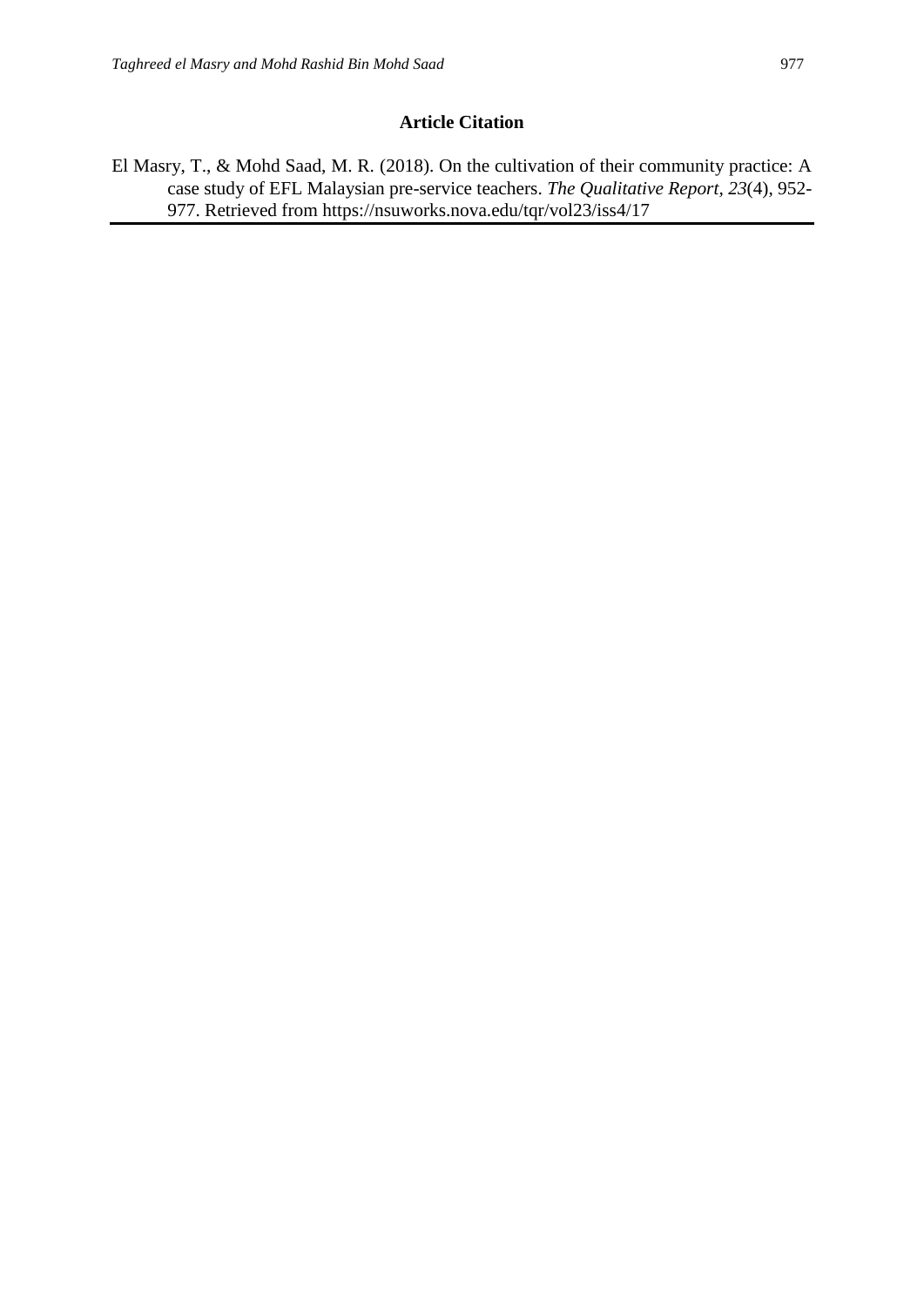## Article Citation

El Masry, T., & Mohd Saad, M. R. (2018). On the cultivation of their community practice: A case study of EFL Malaysian pre-service teachers. *The Qualitative Report*, *23*(4), 952-977. Retrieved from https://nsuworks.nova.edu/tqr/vol23/iss4/17